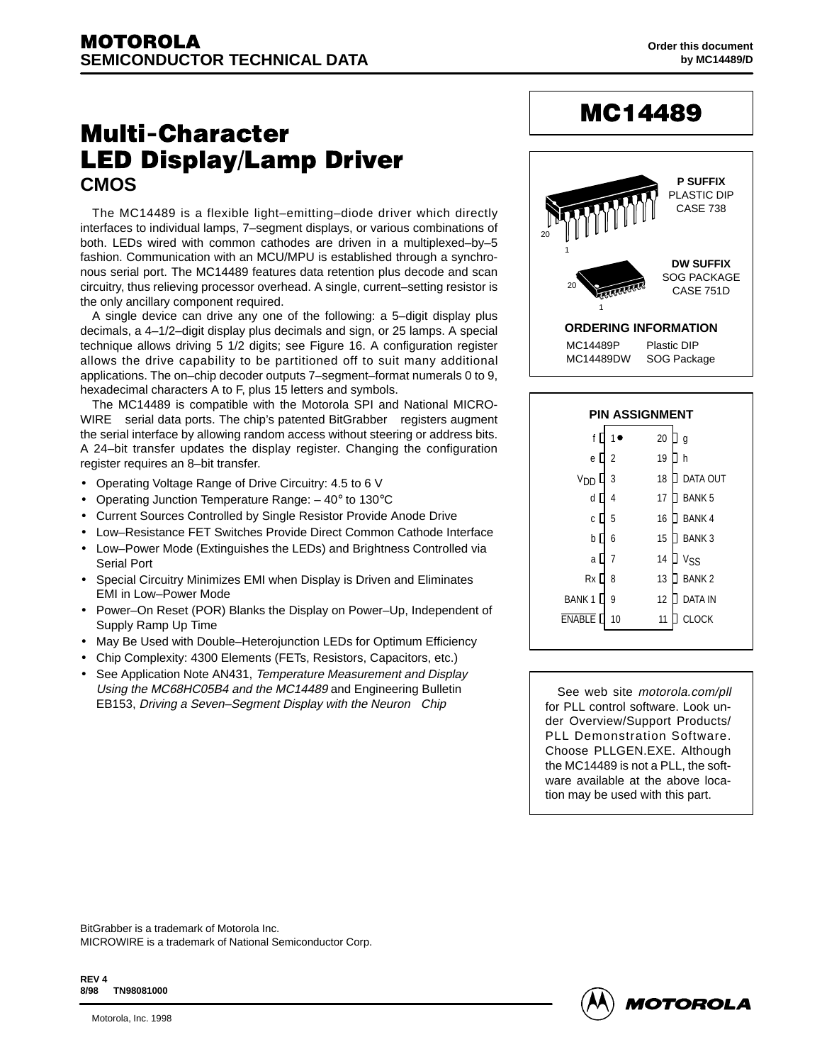**MOTOROLA**
**SEMICONDUCTOR TECHNICAL DATA**

Order this document by MC14489/D

# MC14489

# Multi-Character LED Display/Lamp Driver
## CMOS

P SUFFIX
PLASTIC DIP
CASE 738

DW SUFFIX
SOG PACKAGE
CASE 751D

**ORDERING INFORMATION**

| | |
|---|---|
| MC14489P | Plastic DIP |
| MC14489DW | SOG Package |

The MC14489 is a flexible light–emitting–diode driver which directly interfaces to individual lamps, 7–segment displays, or various combinations of both. LEDs wired with common cathodes are driven in a multiplexed–by–5 fashion. Communication with an MCU/MPU is established through a synchronous serial port. The MC14489 features data retention plus decode and scan circuitry, thus relieving processor overhead. A single, current–setting resistor is the only ancillary component required.

A single device can drive any one of the following: a 5–digit display plus decimals, a 4–1/2–digit display plus decimals and sign, or 25 lamps. A special technique allows driving 5 1/2 digits; see Figure 16. A configuration register allows the drive capability to be partitioned off to suit many additional applications. The on–chip decoder outputs 7–segment–format numerals 0 to 9, hexadecimal characters A to F, plus 15 letters and symbols.

The MC14489 is compatible with the Motorola SPI and National MICROWIRE serial data ports. The chip's patented BitGrabber registers augment the serial interface by allowing random access without steering or address bits. A 24–bit transfer updates the display register. Changing the configuration register requires an 8–bit transfer.

- Operating Voltage Range of Drive Circuitry: 4.5 to 6 V
- Operating Junction Temperature Range: – 40° to 130°C
- Current Sources Controlled by Single Resistor Provide Anode Drive
- Low–Resistance FET Switches Provide Direct Common Cathode Interface
- Low–Power Mode (Extinguishes the LEDs) and Brightness Controlled via Serial Port
- Special Circuitry Minimizes EMI when Display is Driven and Eliminates EMI in Low–Power Mode
- Power–On Reset (POR) Blanks the Display on Power–Up, Independent of Supply Ramp Up Time
- May Be Used with Double–Heterojunction LEDs for Optimum Efficiency
- Chip Complexity: 4300 Elements (FETs, Resistors, Capacitors, etc.)
- See Application Note AN431, *Temperature Measurement and Display Using the MC68HC05B4 and the MC14489* and Engineering Bulletin EB153, *Driving a Seven–Segment Display with the Neuron Chip*

**PIN ASSIGNMENT**

| Pin | Name | Pin | Name |
|---|---|---|---|
| 1 | f | 20 | g |
| 2 | e | 19 | h |
| 3 | $V_{DD}$ | 18 | DATA OUT |
| 4 | d | 17 | BANK 5 |
| 5 | c | 16 | BANK 4 |
| 6 | b | 15 | BANK 3 |
| 7 | a | 14 | $V_{SS}$ |
| 8 | Rx | 13 | BANK 2 |
| 9 | BANK 1 | 12 | DATA IN |
| 10 | $\overline{\text{ENABLE}}$ | 11 | CLOCK |

See web site *motorola.com/pll* for PLL control software. Look under Overview/Support Products/PLL Demonstration Software. Choose PLLGEN.EXE. Although the MC14489 is not a PLL, the software available at the above location may be used with this part.

BitGrabber is a trademark of Motorola Inc.
MICROWIRE is a trademark of National Semiconductor Corp.

REV 4
8/98 TN98081000

Motorola, Inc. 1998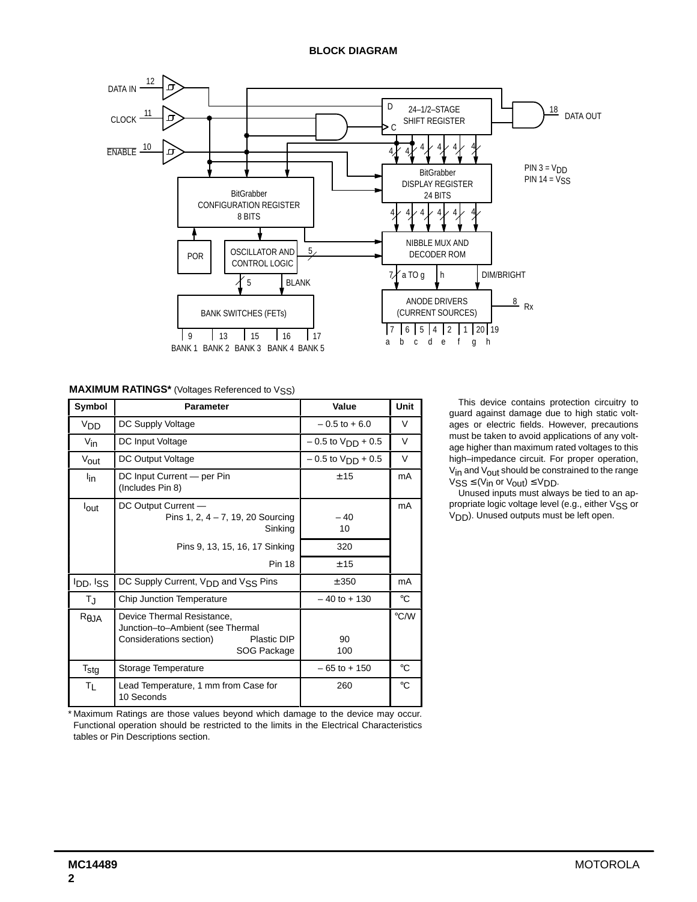## BLOCK DIAGRAM

DATA IN 12, CLOCK 11, $\overline{\text{ENABLE}}$ 10, DATA OUT 18

24–1/2–STAGE SHIFT REGISTER

BitGrabber DISPLAY REGISTER 24 BITS

BitGrabber CONFIGURATION REGISTER 8 BITS

POR

OSCILLATOR AND CONTROL LOGIC

NIBBLE MUX AND DECODER ROM

ANODE DRIVERS (CURRENT SOURCES)

BANK SWITCHES (FETs)

PIN 3 = $V_{DD}$
PIN 14 = $V_{SS}$

BANK 1 (9), BANK 2 (13), BANK 3 (15), BANK 4 (16), BANK 5 (17)

a (7), b (6), c (5), d (4), e (2), f (1), g (20), h (19)

Rx (8)

**MAXIMUM RATINGS*** (Voltages Referenced to $V_{SS}$)

| Symbol | Parameter | Value | Unit |
|---|---|---|---|
| $V_{DD}$ | DC Supply Voltage | – 0.5 to + 6.0 | V |
| $V_{in}$ | DC Input Voltage | – 0.5 to $V_{DD}$ + 0.5 | V |
| $V_{out}$ | DC Output Voltage | – 0.5 to $V_{DD}$ + 0.5 | V |
| $I_{in}$ | DC Input Current — per Pin (Includes Pin 8) | ± 15 | mA |
| $I_{out}$ | DC Output Current — Pins 1, 2, 4 – 7, 19, 20 Sourcing | – 40 | mA |
| | Sinking | 10 | |
| | Pins 9, 13, 15, 16, 17 Sinking | 320 | |
| | Pin 18 | ± 15 | |
| $I_{DD}$, $I_{SS}$ | DC Supply Current, $V_{DD}$ and $V_{SS}$ Pins | ± 350 | mA |
| $T_J$ | Chip Junction Temperature | – 40 to + 130 | °C |
| $R_{\theta JA}$ | Device Thermal Resistance, Junction–to–Ambient (see Thermal Considerations section) Plastic DIP | 90 | °C/W |
| | SOG Package | 100 | |
| $T_{stg}$ | Storage Temperature | – 65 to + 150 | °C |
| $T_L$ | Lead Temperature, 1 mm from Case for 10 Seconds | 260 | °C |

\* Maximum Ratings are those values beyond which damage to the device may occur. Functional operation should be restricted to the limits in the Electrical Characteristics tables or Pin Descriptions section.

This device contains protection circuitry to guard against damage due to high static voltages or electric fields. However, precautions must be taken to avoid applications of any voltage higher than maximum rated voltages to this high–impedance circuit. For proper operation, $V_{in}$ and $V_{out}$ should be constrained to the range $V_{SS} \leq (V_{in}$ or $V_{out}) \leq V_{DD}$.

Unused inputs must always be tied to an appropriate logic voltage level (e.g., either $V_{SS}$ or $V_{DD}$). Unused outputs must be left open.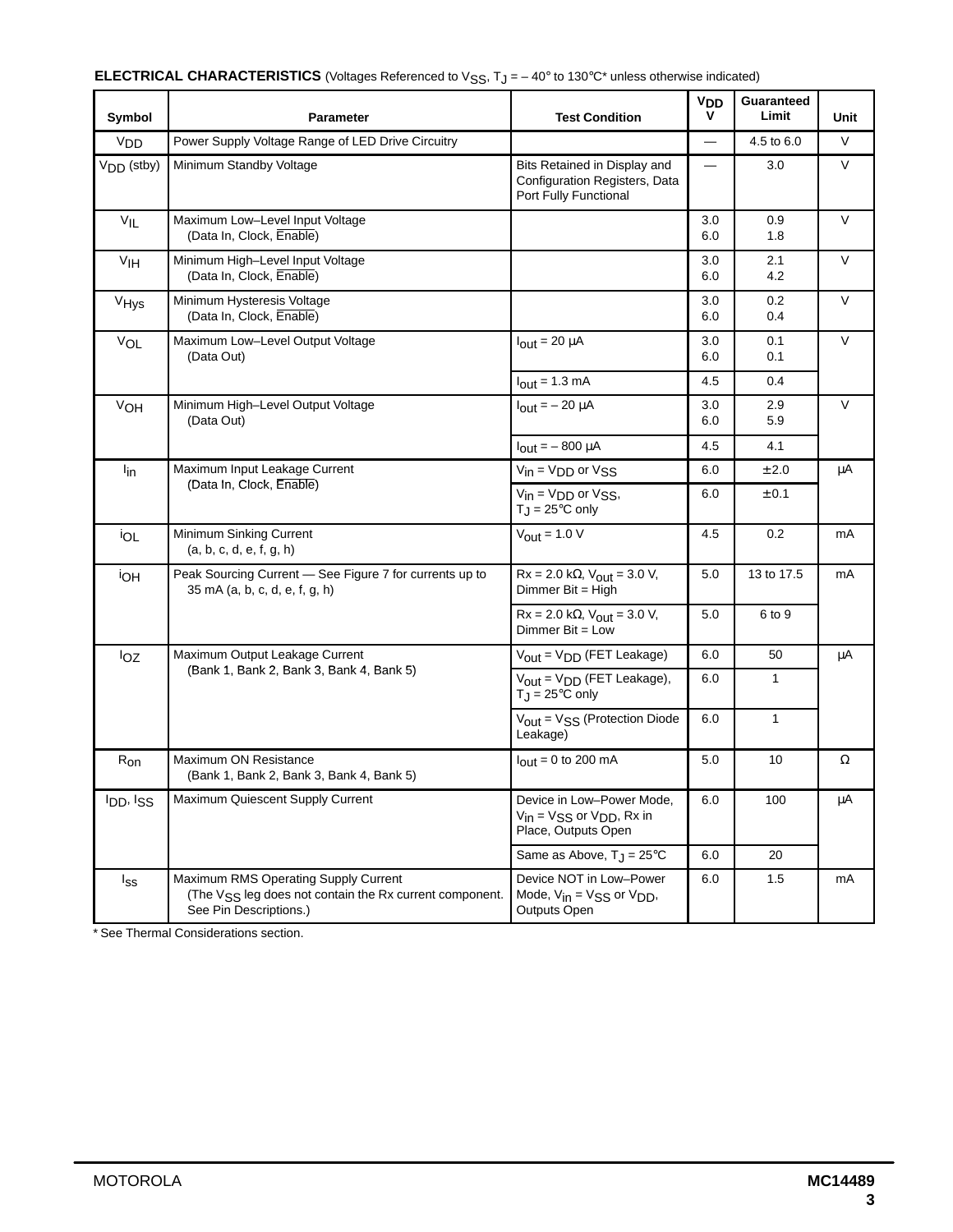**ELECTRICAL CHARACTERISTICS** (Voltages Referenced to $V_{SS}$, $T_J$ = – 40° to 130°C* unless otherwise indicated)

| Symbol | Parameter | Test Condition | $V_{DD}$ V | Guaranteed Limit | Unit |
|---|---|---|---|---|---|
| $V_{DD}$ | Power Supply Voltage Range of LED Drive Circuitry | | — | 4.5 to 6.0 | V |
| $V_{DD}$ (stby) | Minimum Standby Voltage | Bits Retained in Display and Configuration Registers, Data Port Fully Functional | — | 3.0 | V |
| $V_{IL}$ | Maximum Low–Level Input Voltage (Data In, Clock, $\overline{Enable}$) | | 3.0<br>6.0 | 0.9<br>1.8 | V |
| $V_{IH}$ | Minimum High–Level Input Voltage (Data In, Clock, $\overline{Enable}$) | | 3.0<br>6.0 | 2.1<br>4.2 | V |
| $V_{Hys}$ | Minimum Hysteresis Voltage (Data In, Clock, $\overline{Enable}$) | | 3.0<br>6.0 | 0.2<br>0.4 | V |
| $V_{OL}$ | Maximum Low–Level Output Voltage (Data Out) | $I_{out}$ = 20 µA | 3.0<br>6.0 | 0.1<br>0.1 | V |
| | | $I_{out}$ = 1.3 mA | 4.5 | 0.4 | |
| $V_{OH}$ | Minimum High–Level Output Voltage (Data Out) | $I_{out}$ = – 20 µA | 3.0<br>6.0 | 2.9<br>5.9 | V |
| | | $I_{out}$ = – 800 µA | 4.5 | 4.1 | |
| $I_{in}$ | Maximum Input Leakage Current (Data In, Clock, $\overline{Enable}$) | $V_{in}$ = $V_{DD}$ or $V_{SS}$ | 6.0 | ± 2.0 | µA |
| | | $V_{in}$ = $V_{DD}$ or $V_{SS}$, $T_J$ = 25°C only | 6.0 | ± 0.1 | |
| $i_{OL}$ | Minimum Sinking Current (a, b, c, d, e, f, g, h) | $V_{out}$ = 1.0 V | 4.5 | 0.2 | mA |
| $i_{OH}$ | Peak Sourcing Current — See Figure 7 for currents up to 35 mA (a, b, c, d, e, f, g, h) | Rx = 2.0 kΩ, $V_{out}$ = 3.0 V, Dimmer Bit = High | 5.0 | 13 to 17.5 | mA |
| | | Rx = 2.0 kΩ, $V_{out}$ = 3.0 V, Dimmer Bit = Low | 5.0 | 6 to 9 | |
| $I_{OZ}$ | Maximum Output Leakage Current (Bank 1, Bank 2, Bank 3, Bank 4, Bank 5) | $V_{out}$ = $V_{DD}$ (FET Leakage) | 6.0 | 50 | µA |
| | | $V_{out}$ = $V_{DD}$ (FET Leakage), $T_J$ = 25°C only | 6.0 | 1 | |
| | | $V_{out}$ = $V_{SS}$ (Protection Diode Leakage) | 6.0 | 1 | |
| $R_{on}$ | Maximum ON Resistance (Bank 1, Bank 2, Bank 3, Bank 4, Bank 5) | $I_{out}$ = 0 to 200 mA | 5.0 | 10 | Ω |
| $I_{DD}$, $I_{SS}$ | Maximum Quiescent Supply Current | Device in Low–Power Mode, $V_{in}$ = $V_{SS}$ or $V_{DD}$, Rx in Place, Outputs Open | 6.0 | 100 | µA |
| | | Same as Above, $T_J$ = 25°C | 6.0 | 20 | |
| $I_{ss}$ | Maximum RMS Operating Supply Current (The $V_{SS}$ leg does not contain the Rx current component. See Pin Descriptions.) | Device NOT in Low–Power Mode, $V_{in}$ = $V_{SS}$ or $V_{DD}$, Outputs Open | 6.0 | 1.5 | mA |

* See Thermal Considerations section.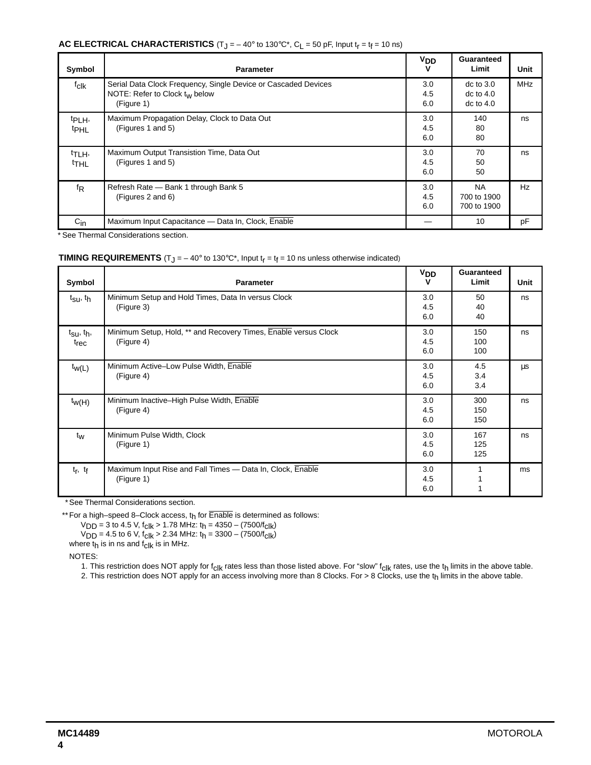**AC ELECTRICAL CHARACTERISTICS** ($T_J$ = – 40° to 130°C*, $C_L$ = 50 pF, Input $t_r$ = $t_f$ = 10 ns)

| Symbol | Parameter | $V_{DD}$ V | Guaranteed Limit | Unit |
|---|---|---|---|---|
| $f_{clk}$ | Serial Data Clock Frequency, Single Device or Cascaded Devices<br>NOTE: Refer to Clock $t_w$ below<br>(Figure 1) | 3.0<br>4.5<br>6.0 | dc to 3.0<br>dc to 4.0<br>dc to 4.0 | MHz |
| $t_{PLH}$, $t_{PHL}$ | Maximum Propagation Delay, Clock to Data Out<br>(Figures 1 and 5) | 3.0<br>4.5<br>6.0 | 140<br>80<br>80 | ns |
| $t_{TLH}$, $t_{THL}$ | Maximum Output Transistion Time, Data Out<br>(Figures 1 and 5) | 3.0<br>4.5<br>6.0 | 70<br>50<br>50 | ns |
| $f_R$ | Refresh Rate — Bank 1 through Bank 5<br>(Figures 2 and 6) | 3.0<br>4.5<br>6.0 | NA<br>700 to 1900<br>700 to 1900 | Hz |
| $C_{in}$ | Maximum Input Capacitance — Data In, Clock, $\overline{\text{Enable}}$ | — | 10 | pF |

* See Thermal Considerations section.

**TIMING REQUIREMENTS** ($T_J$ = – 40° to 130°C*, Input $t_r$ = $t_f$ = 10 ns unless otherwise indicated)

| Symbol | Parameter | $V_{DD}$ V | Guaranteed Limit | Unit |
|---|---|---|---|---|
| $t_{su}$, $t_h$ | Minimum Setup and Hold Times, Data In versus Clock<br>(Figure 3) | 3.0<br>4.5<br>6.0 | 50<br>40<br>40 | ns |
| $t_{su}$, $t_h$, $t_{rec}$ | Minimum Setup, Hold, ** and Recovery Times, $\overline{\text{Enable}}$ versus Clock<br>(Figure 4) | 3.0<br>4.5<br>6.0 | 150<br>100<br>100 | ns |
| $t_{w(L)}$ | Minimum Active–Low Pulse Width, $\overline{\text{Enable}}$<br>(Figure 4) | 3.0<br>4.5<br>6.0 | 4.5<br>3.4<br>3.4 | µs |
| $t_{w(H)}$ | Minimum Inactive–High Pulse Width, $\overline{\text{Enable}}$<br>(Figure 4) | 3.0<br>4.5<br>6.0 | 300<br>150<br>150 | ns |
| $t_w$ | Minimum Pulse Width, Clock<br>(Figure 1) | 3.0<br>4.5<br>6.0 | 167<br>125<br>125 | ns |
| $t_r$, $t_f$ | Maximum Input Rise and Fall Times — Data In, Clock, $\overline{\text{Enable}}$<br>(Figure 1) | 3.0<br>4.5<br>6.0 | 1<br>1<br>1 | ms |

* See Thermal Considerations section.

** For a high–speed 8–Clock access, $t_h$ for $\overline{\text{Enable}}$ is determined as follows:

$V_{DD}$ = 3 to 4.5 V, $f_{clk}$ > 1.78 MHz: $t_h$ = 4350 – (7500/$f_{clk}$)

$V_{DD}$ = 4.5 to 6 V, $f_{clk}$ > 2.34 MHz: $t_h$ = 3300 – (7500/$f_{clk}$)

where $t_h$ is in ns and $f_{clk}$ is in MHz.

NOTES:

1. This restriction does NOT apply for $f_{clk}$ rates less than those listed above. For “slow” $f_{clk}$ rates, use the $t_h$ limits in the above table.
2. This restriction does NOT apply for an access involving more than 8 Clocks. For > 8 Clocks, use the $t_h$ limits in the above table.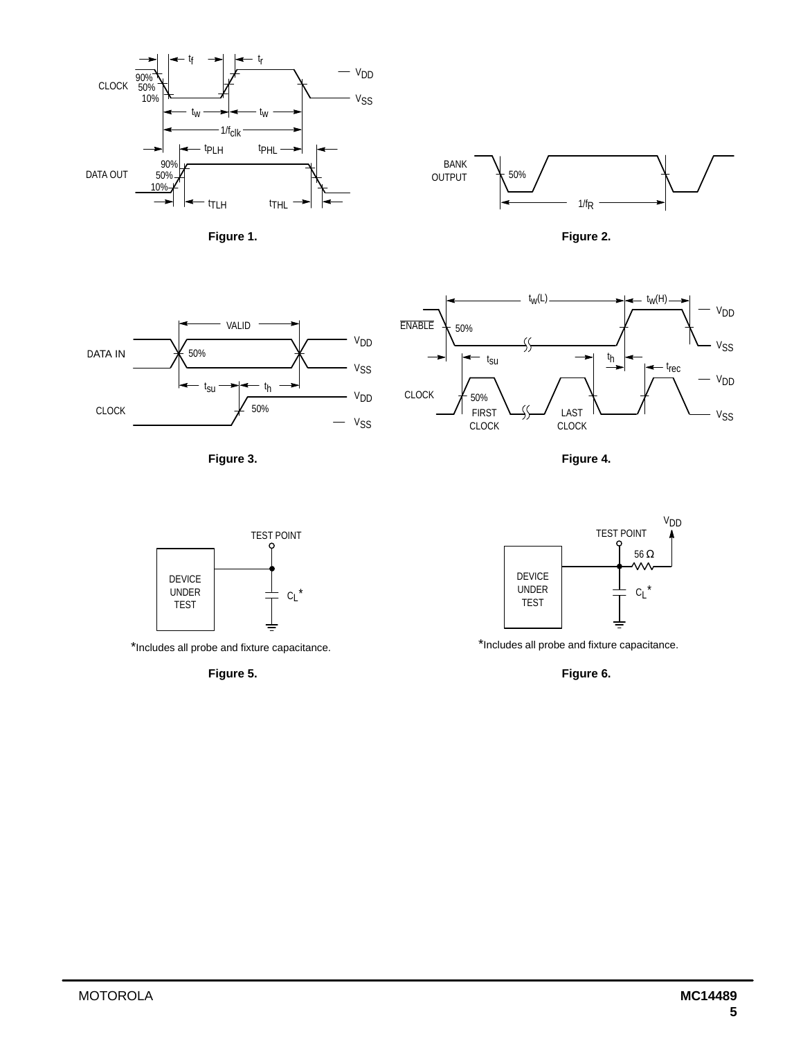Figure 1.

Figure 2.

Figure 3.

Figure 4.

*Includes all probe and fixture capacitance.

Figure 5.

*Includes all probe and fixture capacitance.

Figure 6.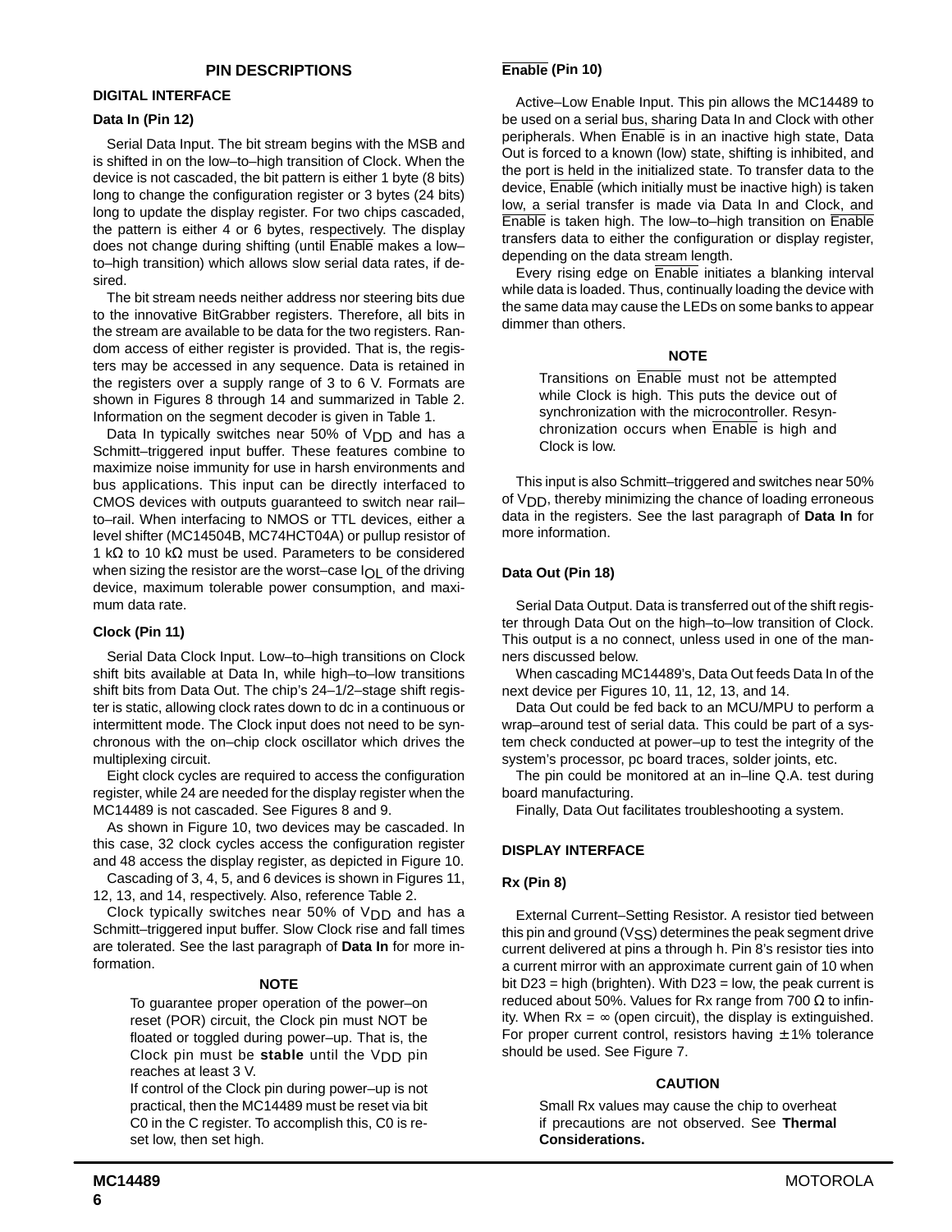## PIN DESCRIPTIONS

### DIGITAL INTERFACE

#### Data In (Pin 12)

Serial Data Input. The bit stream begins with the MSB and is shifted in on the low–to–high transition of Clock. When the device is not cascaded, the bit pattern is either 1 byte (8 bits) long to change the configuration register or 3 bytes (24 bits) long to update the display register. For two chips cascaded, the pattern is either 4 or 6 bytes, respectively. The display does not change during shifting (until $\overline{\text{Enable}}$ makes a low–to–high transition) which allows slow serial data rates, if desired.

The bit stream needs neither address nor steering bits due to the innovative BitGrabber registers. Therefore, all bits in the stream are available to be data for the two registers. Random access of either register is provided. That is, the registers may be accessed in any sequence. Data is retained in the registers over a supply range of 3 to 6 V. Formats are shown in Figures 8 through 14 and summarized in Table 2. Information on the segment decoder is given in Table 1.

Data In typically switches near 50% of $V_{DD}$ and has a Schmitt–triggered input buffer. These features combine to maximize noise immunity for use in harsh environments and bus applications. This input can be directly interfaced to CMOS devices with outputs guaranteed to switch near rail–to–rail. When interfacing to NMOS or TTL devices, either a level shifter (MC14504B, MC74HCT04A) or pullup resistor of 1 kΩ to 10 kΩ must be used. Parameters to be considered when sizing the resistor are the worst–case $I_{OL}$ of the driving device, maximum tolerable power consumption, and maximum data rate.

#### Clock (Pin 11)

Serial Data Clock Input. Low–to–high transitions on Clock shift bits available at Data In, while high–to–low transitions shift bits from Data Out. The chip's 24–1/2–stage shift register is static, allowing clock rates down to dc in a continuous or intermittent mode. The Clock input does not need to be synchronous with the on–chip clock oscillator which drives the multiplexing circuit.

Eight clock cycles are required to access the configuration register, while 24 are needed for the display register when the MC14489 is not cascaded. See Figures 8 and 9.

As shown in Figure 10, two devices may be cascaded. In this case, 32 clock cycles access the configuration register and 48 access the display register, as depicted in Figure 10.

Cascading of 3, 4, 5, and 6 devices is shown in Figures 11, 12, 13, and 14, respectively. Also, reference Table 2.

Clock typically switches near 50% of $V_{DD}$ and has a Schmitt–triggered input buffer. Slow Clock rise and fall times are tolerated. See the last paragraph of **Data In** for more information.

**NOTE**

> To guarantee proper operation of the power–on reset (POR) circuit, the Clock pin must NOT be floated or toggled during power–up. That is, the Clock pin must be **stable** until the $V_{DD}$ pin reaches at least 3 V.
>
> If control of the Clock pin during power–up is not practical, then the MC14489 must be reset via bit C0 in the C register. To accomplish this, C0 is reset low, then set high.

#### $\overline{\text{Enable}}$ (Pin 10)

Active–Low Enable Input. This pin allows the MC14489 to be used on a serial bus, sharing Data In and Clock with other peripherals. When $\overline{\text{Enable}}$ is in an inactive high state, Data Out is forced to a known (low) state, shifting is inhibited, and the port is held in the initialized state. To transfer data to the device, $\overline{\text{Enable}}$ (which initially must be inactive high) is taken low, a serial transfer is made via Data In and Clock, and $\overline{\text{Enable}}$ is taken high. The low–to–high transition on $\overline{\text{Enable}}$ transfers data to either the configuration or display register, depending on the data stream length.

Every rising edge on $\overline{\text{Enable}}$ initiates a blanking interval while data is loaded. Thus, continually loading the device with the same data may cause the LEDs on some banks to appear dimmer than others.

**NOTE**

> Transitions on $\overline{\text{Enable}}$ must not be attempted while Clock is high. This puts the device out of synchronization with the microcontroller. Resynchronization occurs when $\overline{\text{Enable}}$ is high and Clock is low.

This input is also Schmitt–triggered and switches near 50% of $V_{DD}$, thereby minimizing the chance of loading erroneous data in the registers. See the last paragraph of **Data In** for more information.

#### Data Out (Pin 18)

Serial Data Output. Data is transferred out of the shift register through Data Out on the high–to–low transition of Clock. This output is a no connect, unless used in one of the manners discussed below.

When cascading MC14489's, Data Out feeds Data In of the next device per Figures 10, 11, 12, 13, and 14.

Data Out could be fed back to an MCU/MPU to perform a wrap–around test of serial data. This could be part of a system check conducted at power–up to test the integrity of the system's processor, pc board traces, solder joints, etc.

The pin could be monitored at an in–line Q.A. test during board manufacturing.

Finally, Data Out facilitates troubleshooting a system.

### DISPLAY INTERFACE

#### Rx (Pin 8)

External Current–Setting Resistor. A resistor tied between this pin and ground ($V_{SS}$) determines the peak segment drive current delivered at pins a through h. Pin 8's resistor ties into a current mirror with an approximate current gain of 10 when bit D23 = high (brighten). With D23 = low, the peak current is reduced about 50%. Values for Rx range from 700 Ω to infinity. When Rx = ∞ (open circuit), the display is extinguished. For proper current control, resistors having ± 1% tolerance should be used. See Figure 7.

**CAUTION**

> Small Rx values may cause the chip to overheat if precautions are not observed. See **Thermal Considerations.**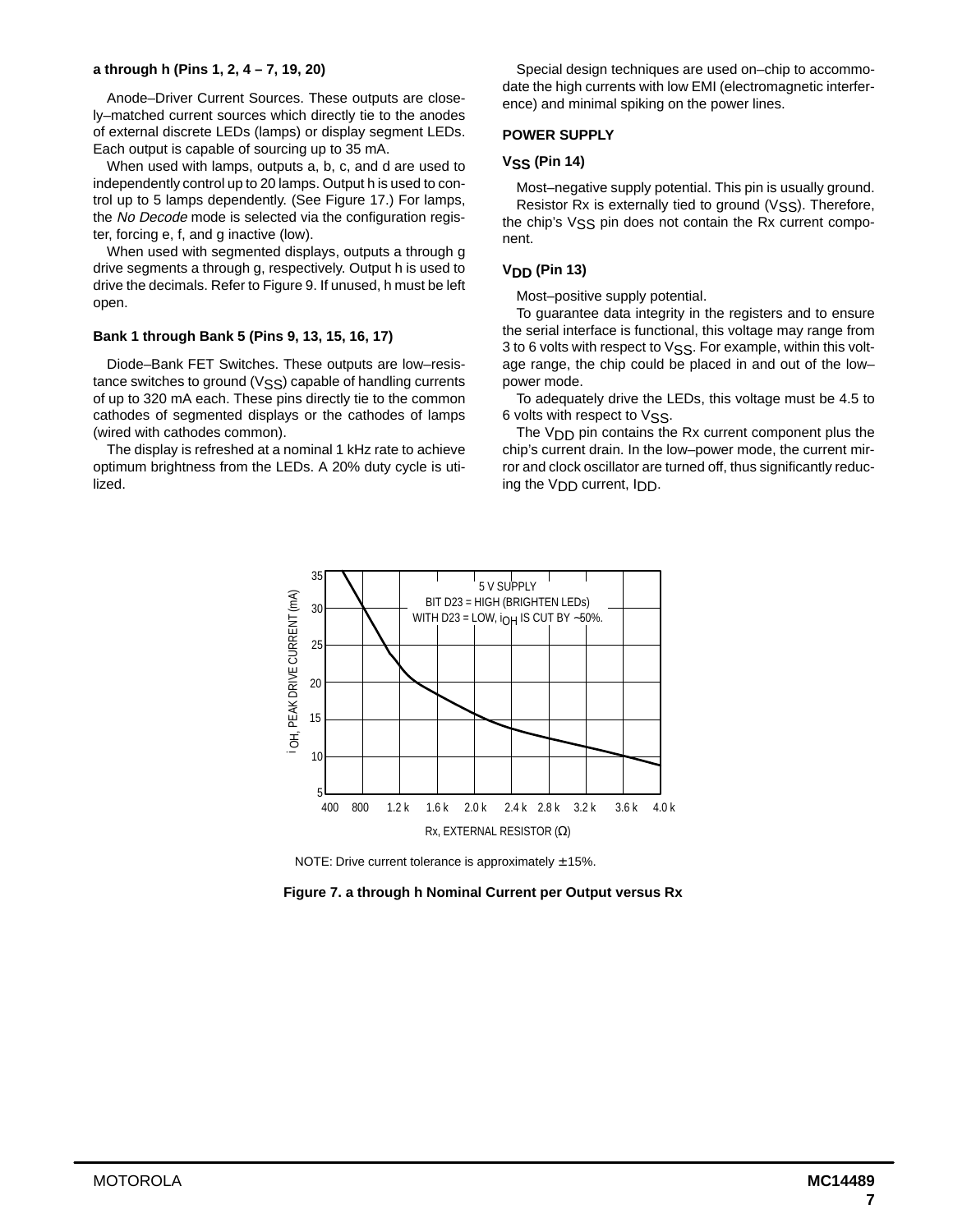**a through h (Pins 1, 2, 4 – 7, 19, 20)**

Anode–Driver Current Sources. These outputs are closely–matched current sources which directly tie to the anodes of external discrete LEDs (lamps) or display segment LEDs. Each output is capable of sourcing up to 35 mA.

When used with lamps, outputs a, b, c, and d are used to independently control up to 20 lamps. Output h is used to control up to 5 lamps dependently. (See Figure 17.) For lamps, the *No Decode* mode is selected via the configuration register, forcing e, f, and g inactive (low).

When used with segmented displays, outputs a through g drive segments a through g, respectively. Output h is used to drive the decimals. Refer to Figure 9. If unused, h must be left open.

**Bank 1 through Bank 5 (Pins 9, 13, 15, 16, 17)**

Diode–Bank FET Switches. These outputs are low–resistance switches to ground ($V_{SS}$) capable of handling currents of up to 320 mA each. These pins directly tie to the common cathodes of segmented displays or the cathodes of lamps (wired with cathodes common).

The display is refreshed at a nominal 1 kHz rate to achieve optimum brightness from the LEDs. A 20% duty cycle is utilized.

Special design techniques are used on–chip to accommodate the high currents with low EMI (electromagnetic interference) and minimal spiking on the power lines.

**POWER SUPPLY**

**$V_{SS}$ (Pin 14)**

Most–negative supply potential. This pin is usually ground.

Resistor Rx is externally tied to ground ($V_{SS}$). Therefore, the chip's $V_{SS}$ pin does not contain the Rx current component.

**$V_{DD}$ (Pin 13)**

Most–positive supply potential.

To guarantee data integrity in the registers and to ensure the serial interface is functional, this voltage may range from 3 to 6 volts with respect to $V_{SS}$. For example, within this voltage range, the chip could be placed in and out of the low–power mode.

To adequately drive the LEDs, this voltage must be 4.5 to 6 volts with respect to $V_{SS}$.

The $V_{DD}$ pin contains the Rx current component plus the chip's current drain. In the low–power mode, the current mirror and clock oscillator are turned off, thus significantly reducing the $V_{DD}$ current, $I_{DD}$.

5 V SUPPLY
BIT D23 = HIGH (BRIGHTEN LEDs)
WITH D23 = LOW, $i_{OH}$ IS CUT BY ~50%.

$i_{OH}$, PEAK DRIVE CURRENT (mA)

Rx, EXTERNAL RESISTOR (Ω)

NOTE: Drive current tolerance is approximately ± 15%.

**Figure 7. a through h Nominal Current per Output versus Rx**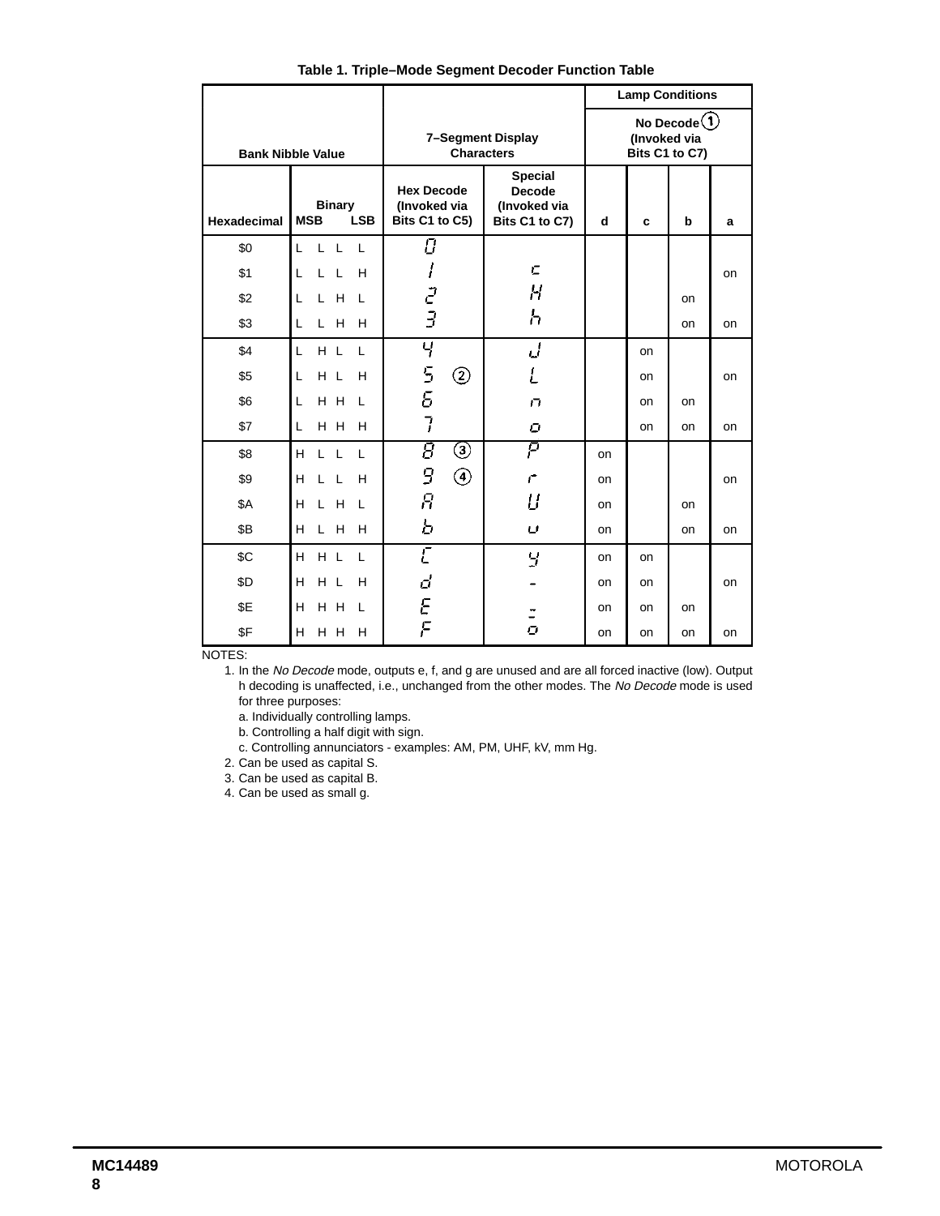**Table 1. Triple–Mode Segment Decoder Function Table**

| Bank Nibble Value | | 7–Segment Display Characters | | Lamp Conditions: No Decode (1) (Invoked via Bits C1 to C7) | | | |
|---|---|---|---|---|---|---|---|
| Hexadecimal | Binary MSB LSB | Hex Decode (Invoked via Bits C1 to C5) | Special Decode (Invoked via Bits C1 to C7) | d | c | b | a |
| $0 | L L L L | 0 | | | | | |
| $1 | L L L H | 1 | c | | | | on |
| $2 | L L H L | 2 | H | | | on | |
| $3 | L L H H | 3 | h | | | on | on |
| $4 | L H L L | 4 | J | | on | | |
| $5 | L H L H | 5 (2) | L | | on | | on |
| $6 | L H H L | 6 | n | | on | on | |
| $7 | L H H H | 7 | o | | on | on | on |
| $8 | H L L L | 8 (3) | P | on | | | |
| $9 | H L L H | 9 (4) | r | on | | | on |
| $A | H L H L | A | U | on | | on | |
| $B | H L H H | b | u | on | | on | on |
| $C | H H L L | C | y | on | on | | |
| $D | H H L H | d | - | on | on | | on |
| $E | H H H L | E | = | on | on | on | |
| $F | H H H H | F | ° | on | on | on | on |

NOTES:

1. In the *No Decode* mode, outputs e, f, and g are unused and are all forced inactive (low). Output h decoding is unaffected, i.e., unchanged from the other modes. The *No Decode* mode is used for three purposes:
   a. Individually controlling lamps.
   b. Controlling a half digit with sign.
   c. Controlling annunciators - examples: AM, PM, UHF, kV, mm Hg.
2. Can be used as capital S.
3. Can be used as capital B.
4. Can be used as small g.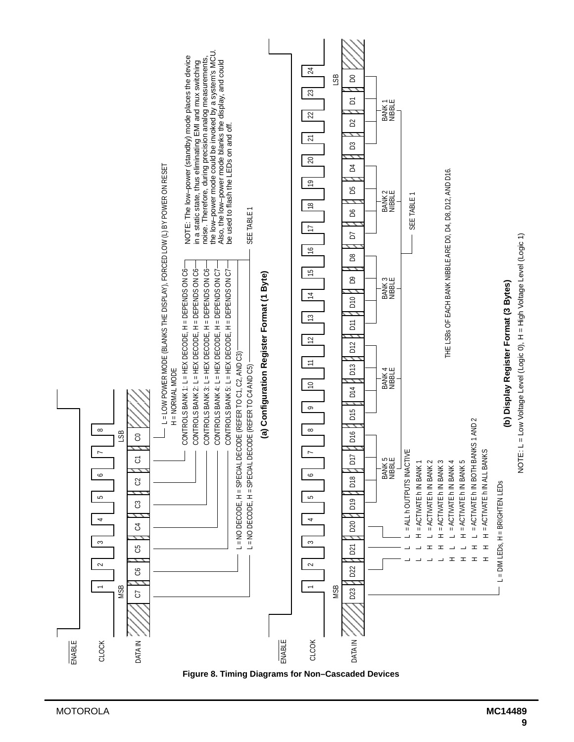## (a) Configuration Register Format (1 Byte)

ENABLE

CLOCK: 1 2 3 4 5 6 7 8

DATA IN: MSB C7 C6 C5 C4 C3 C2 C1 C0 LSB

- C0: L = LOW POWER MODE (BLANKS THE DISPLAY), FORCED LOW (L) BY POWER ON RESET; H = NORMAL MODE
- C1: CONTROLS BANK 1: L = HEX DECODE, H = DEPENDS ON C6
- C2: CONTROLS BANK 2: L = HEX DECODE, H = DEPENDS ON C6
- C3: CONTROLS BANK 3: L = HEX DECODE, H = DEPENDS ON C6
- C4: CONTROLS BANK 4: L = HEX DECODE, H = DEPENDS ON C7
- C5: CONTROLS BANK 5: L = HEX DECODE, H = DEPENDS ON C7
- C6: L = NO DECODE, H = SPECIAL DECODE (REFER TO C1, C2, AND C3)
- C7: L = NO DECODE, H = SPECIAL DECODE (REFER TO C4 AND C5)

SEE TABLE 1

NOTE: The low–power (standby) mode places the device in a static state, thus eliminating EMI and mux switching noise. Therefore, during precision analog measurements, the low–power mode could be invoked by a system's MCU. Also, the low–power mode blanks the display, and could be used to flash the LEDs on and off.

## (b) Display Register Format (3 Bytes)

ENABLE

CLCOK: 1 2 3 4 5 6 7 8 9 10 11 12 13 14 15 16 17 18 19 20 21 22 23 24

DATA IN: MSB D23 D22 D21 D20 D19 D18 D17 D16 D15 D14 D13 D12 D11 D10 D9 D8 D7 D6 D5 D4 D3 D2 D1 D0 LSB

- D19–D16: BANK 5 NIBBLE
- D15–D12: BANK 4 NIBBLE
- D11–D8: BANK 3 NIBBLE
- D7–D4: BANK 2 NIBBLE
- D3–D0: BANK 1 NIBBLE

SEE TABLE 1

THE LSBs OF EACH BANK NIBBLE ARE D0, D4, D8, D12, AND D16.

D23: L = DIM LEDs, H = BRIGHTEN LEDs

| D22 | D21 | D20 | |
|---|---|---|---|
| L | L | L | = ALL h OUTPUTS INACTIVE |
| L | L | H | = ACTIVATE h IN BANK 1 |
| L | H | L | = ACTIVATE h IN BANK 2 |
| L | H | H | = ACTIVATE h IN BANK 3 |
| H | L | L | = ACTIVATE h IN BANK 4 |
| H | L | H | = ACTIVATE h IN BANK 5 |
| H | H | L | = ACTIVATE h IN BOTH BANKS 1 AND 2 |
| H | H | H | = ACTIVATE h IN ALL BANKS |

NOTE: L = Low Voltage Level (Logic 0), H = High Voltage Level (Logic 1)

**Figure 8. Timing Diagrams for Non–Cascaded Devices**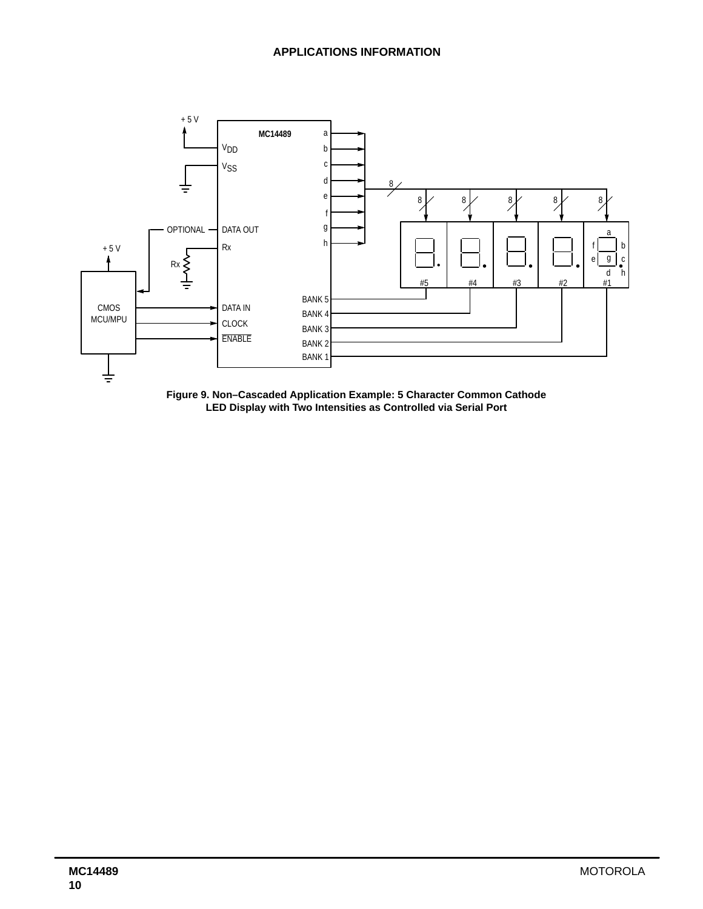## APPLICATIONS INFORMATION

**Figure 9. Non–Cascaded Application Example: 5 Character Common Cathode LED Display with Two Intensities as Controlled via Serial Port**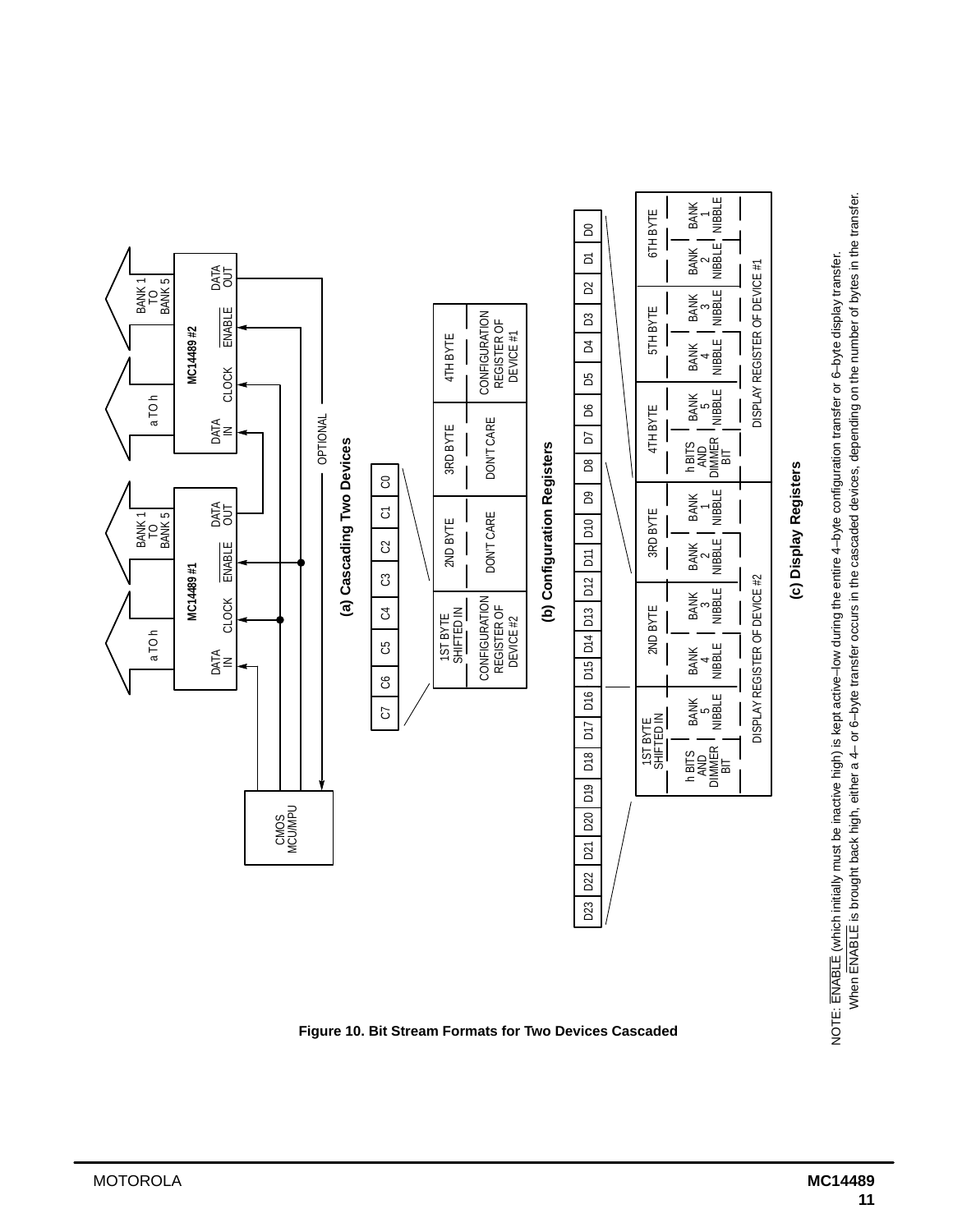(a) Cascading Two Devices

| C7 | C6 | C5 | C4 | C3 | C2 | C1 | C0 |
|---|---|---|---|---|---|---|---|

| 1ST BYTE SHIFTED IN | 2ND BYTE | 3RD BYTE | 4TH BYTE |
|---|---|---|---|
| CONFIGURATION REGISTER OF DEVICE #2 | DON'T CARE | DON'T CARE | CONFIGURATION REGISTER OF DEVICE #1 |

(b) Configuration Registers

| D23 | D22 | D21 | D20 | D19 | D18 | D17 | D16 | D15 | D14 | D13 | D12 | D11 | D10 | D9 | D8 | D7 | D6 | D5 | D4 | D3 | D2 | D1 | D0 |
|---|---|---|---|---|---|---|---|---|---|---|---|---|---|---|---|---|---|---|---|---|---|---|---|

| 1ST BYTE SHIFTED IN | | 2ND BYTE | | 3RD BYTE | | 4TH BYTE | | 5TH BYTE | | 6TH BYTE | |
|---|---|---|---|---|---|---|---|---|---|---|---|
| h BITS AND DIMMER BIT | BANK 5 NIBBLE | BANK 4 NIBBLE | BANK 3 NIBBLE | BANK 2 NIBBLE | BANK 1 NIBBLE | h BITS AND DIMMER BIT | BANK 5 NIBBLE | BANK 4 NIBBLE | BANK 3 NIBBLE | BANK 2 NIBBLE | BANK 1 NIBBLE |
| DISPLAY REGISTER OF DEVICE #2 | | | | | | DISPLAY REGISTER OF DEVICE #1 | | | | | |

(c) Display Registers

NOTE: $\overline{\text{ENABLE}}$ (which initially must be inactive high) is kept active–low during the entire 4–byte configuration transfer or 6–byte display transfer.
When $\overline{\text{ENABLE}}$ is brought back high, either a 4– or 6–byte transfer occurs in the cascaded devices, depending on the number of bytes in the transfer.

**Figure 10. Bit Stream Formats for Two Devices Cascaded**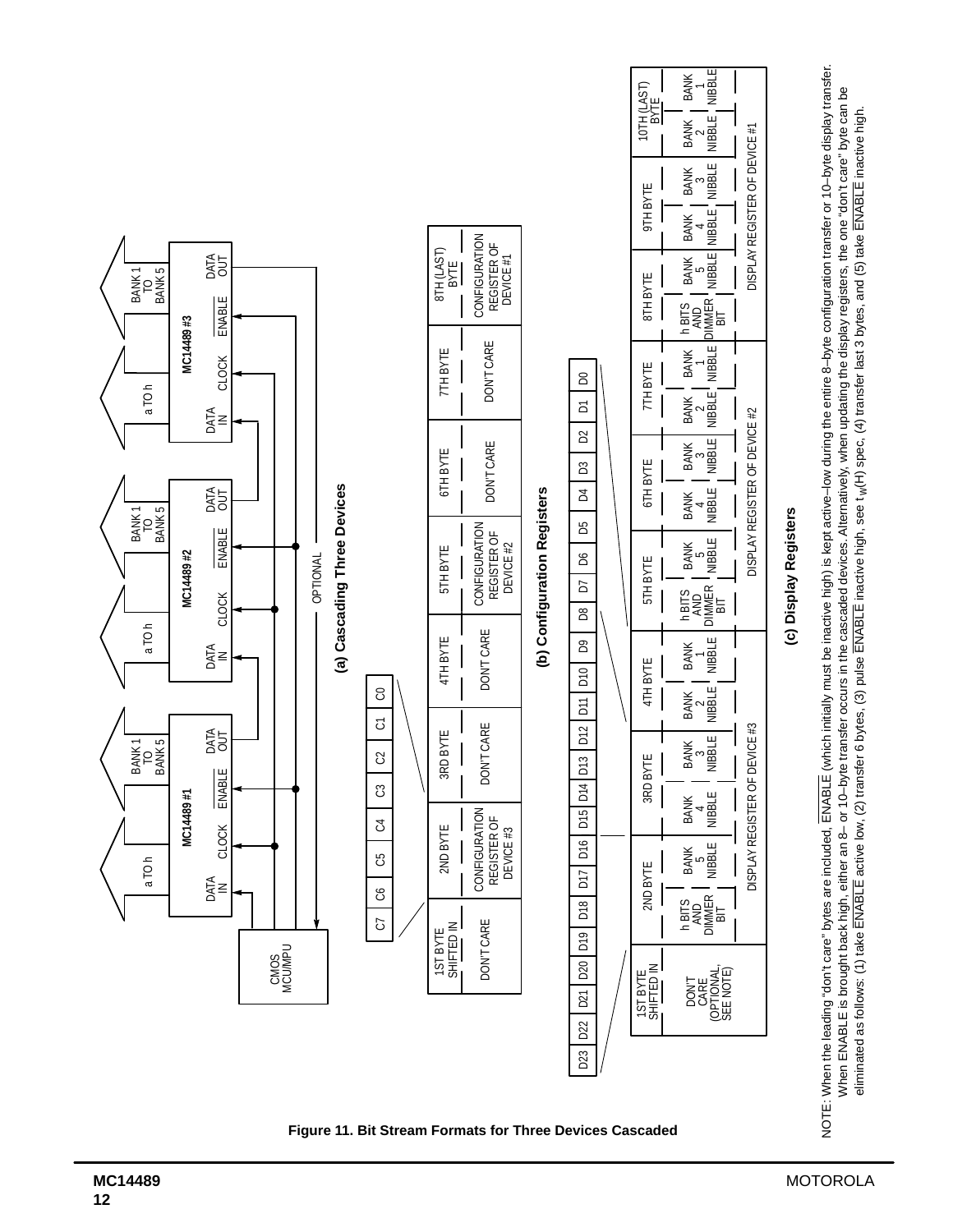**(a) Cascading Three Devices**

**(b) Configuration Registers**

| C7 | C6 | C5 | C4 | C3 | C2 | C1 | C0 |
|---|---|---|---|---|---|---|---|

| 1ST BYTE SHIFTED IN | 2ND BYTE | 3RD BYTE | 4TH BYTE | 5TH BYTE | 6TH BYTE | 7TH BYTE | 8TH (LAST) BYTE |
|---|---|---|---|---|---|---|---|
| DON'T CARE | CONFIGURATION REGISTER OF DEVICE #3 | DON'T CARE | DON'T CARE | CONFIGURATION REGISTER OF DEVICE #2 | DON'T CARE | DON'T CARE | CONFIGURATION REGISTER OF DEVICE #1 |

**(c) Display Registers**

| D23 | D22 | D21 | D20 | D19 | D18 | D17 | D16 | D15 | D14 | D13 | D12 | D11 | D10 | D9 | D8 | D7 | D6 | D5 | D4 | D3 | D2 | D1 | D0 |
|---|---|---|---|---|---|---|---|---|---|---|---|---|---|---|---|---|---|---|---|---|---|---|---|

| 1ST BYTE SHIFTED IN | 2ND BYTE | | 3RD BYTE | | 4TH BYTE | | 5TH BYTE | | 6TH BYTE | | 7TH BYTE | | 8TH BYTE | | 9TH BYTE | | 10TH (LAST) BYTE | |
|---|---|---|---|---|---|---|---|---|---|---|---|---|---|---|---|---|---|---|
| DON'T CARE (OPTIONAL, SEE NOTE) | h BITS AND DIMMER BIT | BANK 5 NIBBLE | BANK 4 NIBBLE | BANK 3 NIBBLE | BANK 2 NIBBLE | BANK 1 NIBBLE | h BITS AND DIMMER BIT | BANK 5 NIBBLE | BANK 4 NIBBLE | BANK 3 NIBBLE | BANK 2 NIBBLE | BANK 1 NIBBLE | h BITS AND DIMMER BIT | BANK 5 NIBBLE | BANK 4 NIBBLE | BANK 3 NIBBLE | BANK 2 NIBBLE | BANK 1 NIBBLE |
| | DISPLAY REGISTER OF DEVICE #3 | | | | | | DISPLAY REGISTER OF DEVICE #2 | | | | | | DISPLAY REGISTER OF DEVICE #1 | | | | | |

NOTE: When the leading "don't care" bytes are included, $\overline{\text{ENABLE}}$ (which initially must be inactive high) is kept active–low during the entire 8–byte configuration transfer or 10–byte display transfer. When $\overline{\text{ENABLE}}$ is brought back high, either an 8– or 10–byte transfer occurs in the cascaded devices. Alternatively, when updating the display registers, the one "don't care" byte can be eliminated as follows: (1) take $\overline{\text{ENABLE}}$ active low, (2) transfer 6 bytes, (3) pulse $\overline{\text{ENABLE}}$ inactive high, see $t_w(H)$ spec, (4) transfer last 3 bytes, and (5) take $\overline{\text{ENABLE}}$ inactive high.

**Figure 11. Bit Stream Formats for Three Devices Cascaded**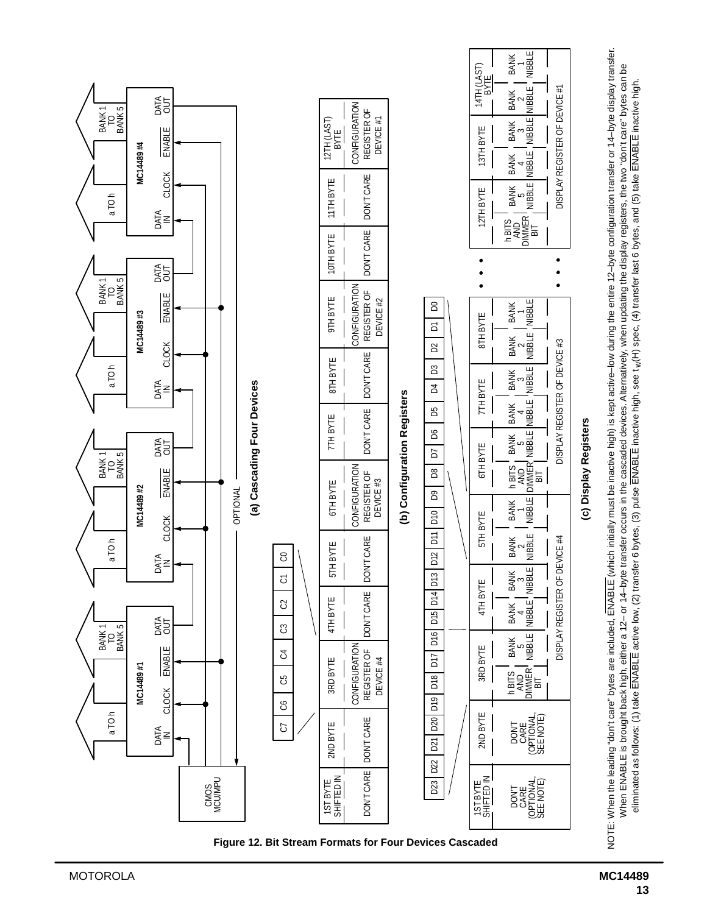**Figure 12. Bit Stream Formats for Four Devices Cascaded**

**(a) Cascading Four Devices**

CMOS MCU/MPU → MC14489 #1 (DATA IN, CLOCK, $\overline{ENABLE}$, DATA OUT; a TO h; BANK 1 TO BANK 5) → MC14489 #2 → MC14489 #3 → MC14489 #4 (DATA OUT → OPTIONAL return to MCU/MPU)

**(b) Configuration Registers**

| 1ST BYTE SHIFTED IN | 2ND BYTE | 3RD BYTE | 4TH BYTE | 5TH BYTE | 6TH BYTE | 7TH BYTE | 8TH BYTE | 9TH BYTE | 10TH BYTE | 11TH BYTE | 12TH (LAST) BYTE |
|---|---|---|---|---|---|---|---|---|---|---|---|
| DON'T CARE | DON'T CARE | CONFIGURATION REGISTER OF DEVICE #4 | DON'T CARE | DON'T CARE | CONFIGURATION REGISTER OF DEVICE #3 | DON'T CARE | DON'T CARE | CONFIGURATION REGISTER OF DEVICE #2 | DON'T CARE | DON'T CARE | CONFIGURATION REGISTER OF DEVICE #1 |

Configuration byte: C7 C6 C5 C4 C3 C2 C1 C0

**(c) Display Registers**

Display register bits: D23 D22 D21 D20 D19 D18 D17 D16 D15 D14 D13 D12 D11 D10 D9 D8 D7 D6 D5 D4 D3 D2 D1 D0

| 1ST BYTE SHIFTED IN | 2ND BYTE | 3RD BYTE | | 4TH BYTE | | 5TH BYTE | | 6TH BYTE | | 7TH BYTE | | 8TH BYTE | | • • • | 12TH BYTE | | 13TH BYTE | | 14TH (LAST) BYTE | |
|---|---|---|---|---|---|---|---|---|---|---|---|---|---|---|---|---|---|---|---|---|
| DON'T CARE (OPTIONAL, SEE NOTE) | DON'T CARE (OPTIONAL, SEE NOTE) | h BITS AND DIMMER BIT | BANK 5 NIBBLE | BANK 4 NIBBLE | BANK 3 NIBBLE | BANK 2 NIBBLE | BANK 1 NIBBLE | h BITS AND DIMMER BIT | BANK 5 NIBBLE | BANK 4 NIBBLE | BANK 3 NIBBLE | BANK 2 NIBBLE | BANK 1 NIBBLE | • • • | h BITS AND DIMMER BIT | BANK 5 NIBBLE | BANK 4 NIBBLE | BANK 3 NIBBLE | BANK 2 NIBBLE | BANK 1 NIBBLE |
| | | DISPLAY REGISTER OF DEVICE #4 | | | | | | DISPLAY REGISTER OF DEVICE #3 | | | | | | • • • | DISPLAY REGISTER OF DEVICE #1 | | | | | |

NOTE: When the leading "don't care" bytes are included, $\overline{ENABLE}$ (which initially must be inactive high) is kept active–low during the entire 12–byte configuration transfer or 14–byte display transfer. When $\overline{ENABLE}$ is brought back high, either a 12– or 14–byte transfer occurs in the cascaded devices. Alternatively, when updating the display registers, the two "don't care" bytes can be eliminated as follows: (1) take $\overline{ENABLE}$ active low, (2) transfer 6 bytes, (3) pulse $\overline{ENABLE}$ inactive high, see $t_w(H)$ spec, (4) transfer last 6 bytes, and (5) take $\overline{ENABLE}$ inactive high.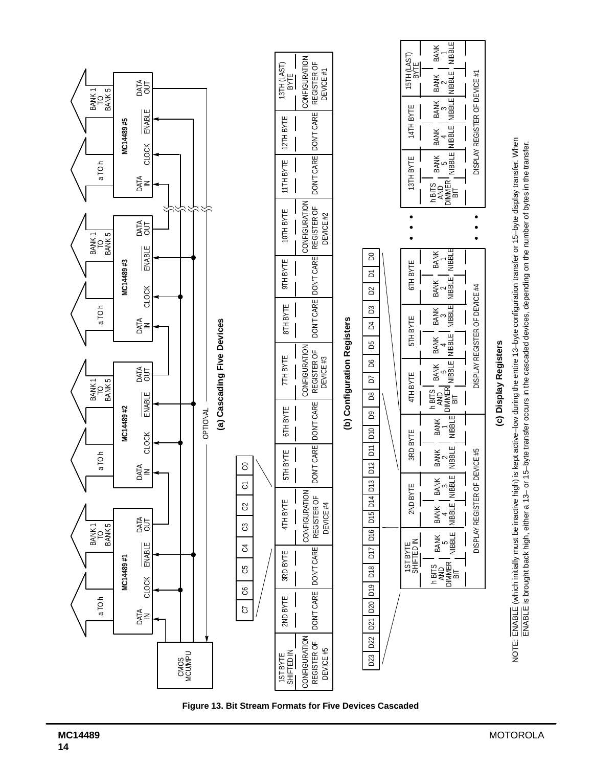**(a) Cascading Five Devices**

**(b) Configuration Registers**

| 1ST BYTE SHIFTED IN | 2ND BYTE | 3RD BYTE | 4TH BYTE | 5TH BYTE | 6TH BYTE | 7TH BYTE | 8TH BYTE | 9TH BYTE | 10TH BYTE | 11TH BYTE | 12TH BYTE | 13TH (LAST) BYTE |
|---|---|---|---|---|---|---|---|---|---|---|---|---|
| CONFIGURATION REGISTER OF DEVICE #5 | DON'T CARE | DON'T CARE | CONFIGURATION REGISTER OF DEVICE #4 | DON'T CARE | DON'T CARE | CONFIGURATION REGISTER OF DEVICE #3 | DON'T CARE | DON'T CARE | CONFIGURATION REGISTER OF DEVICE #2 | DON'T CARE | DON'T CARE | CONFIGURATION REGISTER OF DEVICE #1 |

**(c) Display Registers**

| 1ST BYTE SHIFTED IN | | 2ND BYTE | | 3RD BYTE | | 4TH BYTE | | 5TH BYTE | | 6TH BYTE | | ... | 13TH BYTE | | 14TH BYTE | | 15TH (LAST) BYTE | |
|---|---|---|---|---|---|---|---|---|---|---|---|---|---|---|---|---|---|---|
| h BITS AND DIMMER BIT | BANK 5 NIBBLE | BANK 4 NIBBLE | BANK 3 NIBBLE | BANK 2 NIBBLE | BANK 1 NIBBLE | h BITS AND DIMMER BIT | BANK 5 NIBBLE | BANK 4 NIBBLE | BANK 3 NIBBLE | BANK 2 NIBBLE | BANK 1 NIBBLE | ... | h BITS AND DIMMER BIT | BANK 5 NIBBLE | BANK 4 NIBBLE | BANK 3 NIBBLE | BANK 2 NIBBLE | BANK 1 NIBBLE |
| DISPLAY REGISTER OF DEVICE #5 | | | | | | DISPLAY REGISTER OF DEVICE #4 | | | | | | ... | DISPLAY REGISTER OF DEVICE #1 | | | | | |

NOTE: $\overline{\text{ENABLE}}$ (which initially must be inactive high) is kept active–low during the entire 13–byte configuration transfer or 15–byte display transfer. When $\overline{\text{ENABLE}}$ is brought back high, either a 13– or 15–byte transfer occurs in the cascaded devices, depending on the number of bytes in the transfer.

**Figure 13. Bit Stream Formats for Five Devices Cascaded**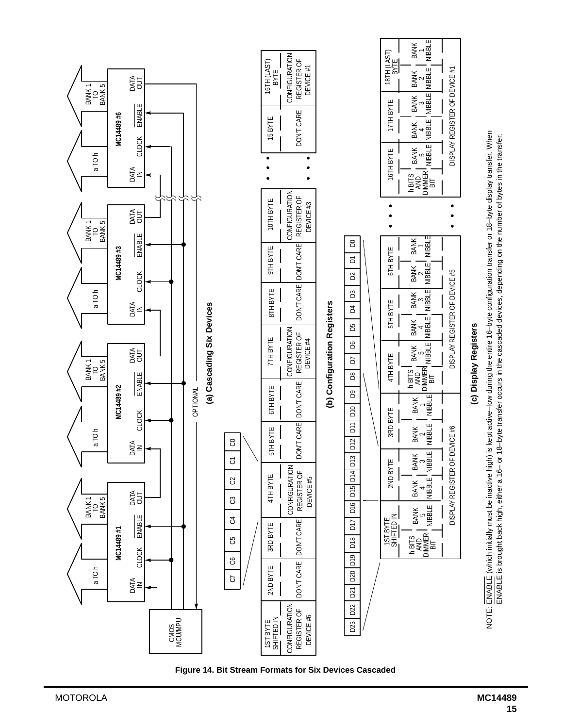**(a) Cascading Six Devices**

**(b) Configuration Registers**

| 1ST BYTE SHIFTED IN | 2ND BYTE | 3RD BYTE | 4TH BYTE | 5TH BYTE | 6TH BYTE | 7TH BYTE | 8TH BYTE | 9TH BYTE | 10TH BYTE | • • • | 15 BYTE | 16TH (LAST) BYTE |
|---|---|---|---|---|---|---|---|---|---|---|---|---|
| CONFIGURATION REGISTER OF DEVICE #6 | DON'T CARE | DON'T CARE | CONFIGURATION REGISTER OF DEVICE #5 | DON'T CARE | DON'T CARE | CONFIGURATION REGISTER OF DEVICE #4 | DON'T CARE | DON'T CARE | CONFIGURATION REGISTER OF DEVICE #3 | • • • | DON'T CARE | CONFIGURATION REGISTER OF DEVICE #1 |

Each byte: C7 C6 C5 C4 C3 C2 C1 C0

**(c) Display Registers**

| 1ST BYTE SHIFTED IN | 2ND BYTE | | 3RD BYTE | | 4TH BYTE | | 5TH BYTE | | 6TH BYTE | | • • • | 16TH BYTE | | 17TH BYTE | | 18TH (LAST) BYTE | |
|---|---|---|---|---|---|---|---|---|---|---|---|---|---|---|---|---|---|
| h BITS AND DIMMER BIT | BANK 5 NIBBLE | BANK 4 NIBBLE | BANK 3 NIBBLE | BANK 2 NIBBLE | BANK 1 NIBBLE | h BITS AND DIMMER BIT | BANK 5 NIBBLE | BANK 4 NIBBLE | BANK 3 NIBBLE | BANK 2 NIBBLE | BANK 1 NIBBLE | h BITS AND DIMMER BIT | BANK 5 NIBBLE | BANK 4 NIBBLE | BANK 3 NIBBLE | BANK 2 NIBBLE | BANK 1 NIBBLE |
| DISPLAY REGISTER OF DEVICE #6 | | | | | | DISPLAY REGISTER OF DEVICE #5 | | | | | | DISPLAY REGISTER OF DEVICE #1 | | | | | |

Each 3-byte display register: D23 D22 D21 D20 D19 D18 D17 D16 D15 D14 D13 D12 D11 D10 D9 D8 D7 D6 D5 D4 D3 D2 D1 D0

NOTE: $\overline{ENABLE}$ (which initially must be inactive high) is kept active–low during the entire 16–byte configuration transfer or 18–byte display transfer. When $\overline{ENABLE}$ is brought back high, either a 16– or 18–byte transfer occurs in the cascaded devices, depending on the number of bytes in the transfer.

**Figure 14. Bit Stream Formats for Six Devices Cascaded**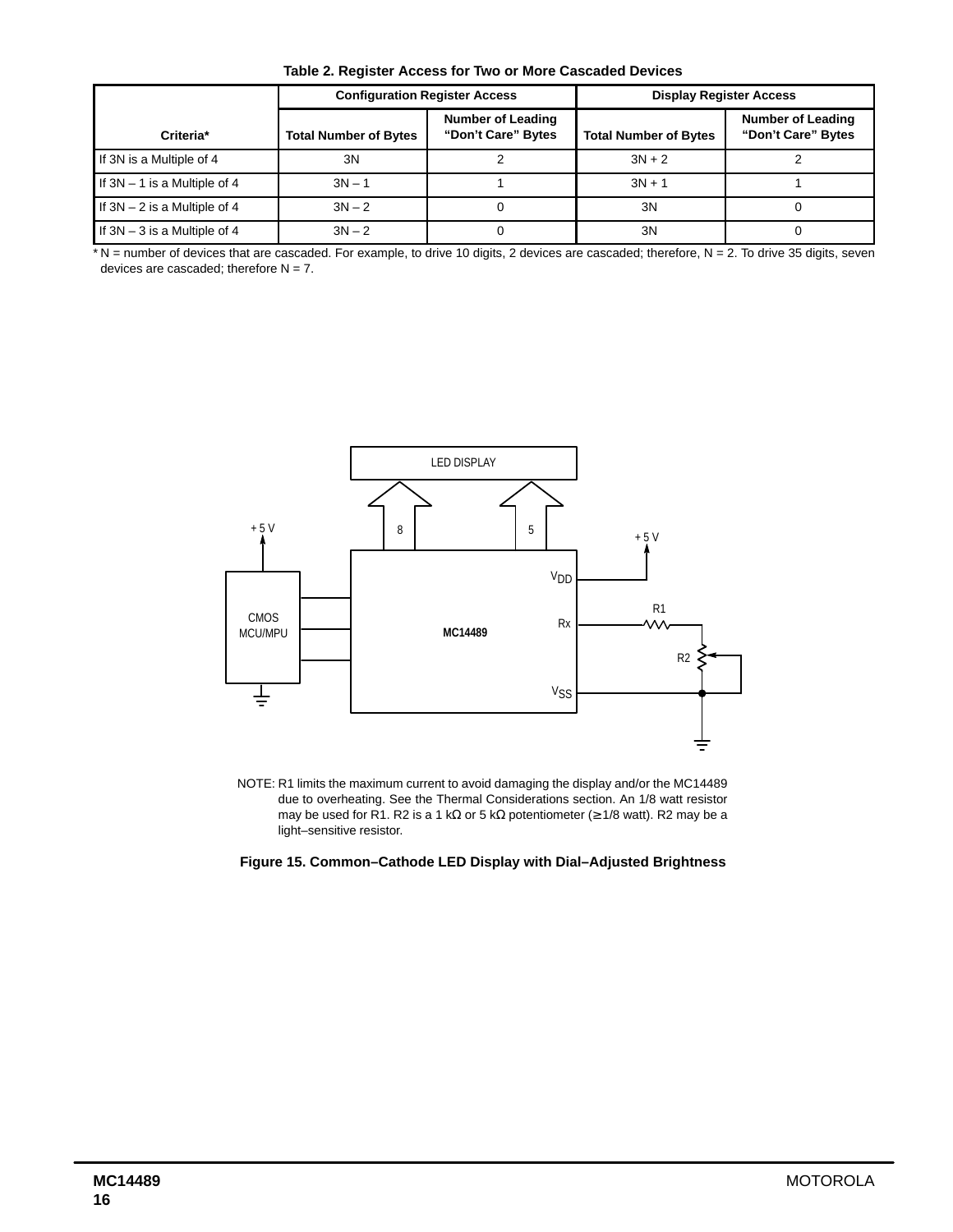**Table 2. Register Access for Two or More Cascaded Devices**

| Criteria* | Configuration Register Access | | Display Register Access | |
|---|---|---|---|---|
| | Total Number of Bytes | Number of Leading "Don't Care" Bytes | Total Number of Bytes | Number of Leading "Don't Care" Bytes |
| If 3N is a Multiple of 4 | 3N | 2 | 3N + 2 | 2 |
| If 3N – 1 is a Multiple of 4 | 3N – 1 | 1 | 3N + 1 | 1 |
| If 3N – 2 is a Multiple of 4 | 3N – 2 | 0 | 3N | 0 |
| If 3N – 3 is a Multiple of 4 | 3N – 2 | 0 | 3N | 0 |

\* N = number of devices that are cascaded. For example, to drive 10 digits, 2 devices are cascaded; therefore, N = 2. To drive 35 digits, seven devices are cascaded; therefore N = 7.

LED DISPLAY

+ 5 V | 8 | 5 | + 5 V

CMOS MCU/MPU | MC14489 | $V_{DD}$ | Rx | $V_{SS}$ | R1 | R2

NOTE: R1 limits the maximum current to avoid damaging the display and/or the MC14489 due to overheating. See the Thermal Considerations section. An 1/8 watt resistor may be used for R1. R2 is a 1 kΩ or 5 kΩ potentiometer (≥ 1/8 watt). R2 may be a light–sensitive resistor.

**Figure 15. Common–Cathode LED Display with Dial–Adjusted Brightness**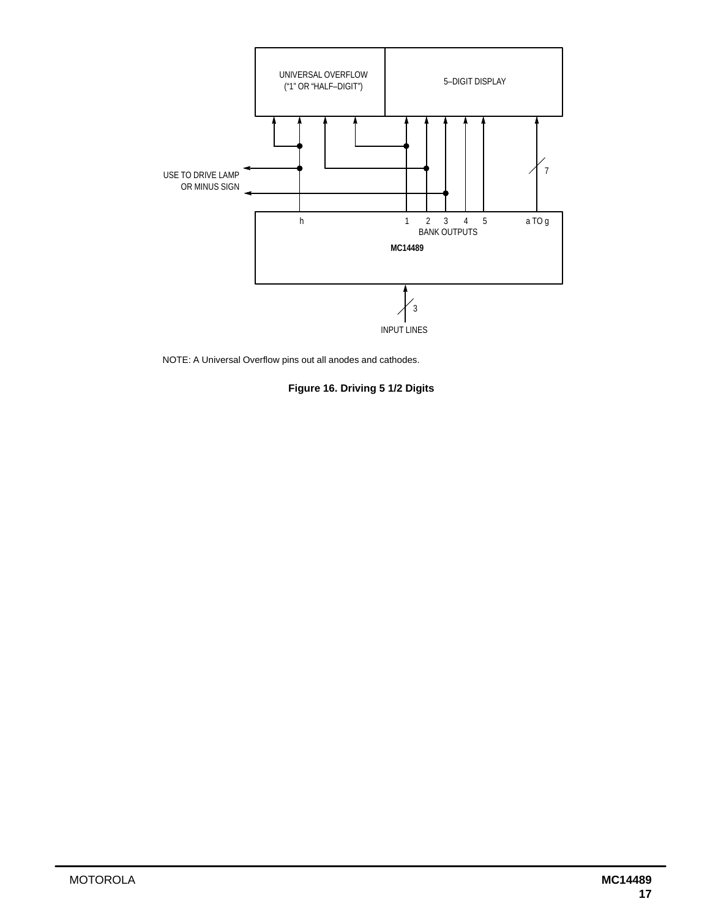UNIVERSAL OVERFLOW ("1" OR "HALF–DIGIT")

5–DIGIT DISPLAY

USE TO DRIVE LAMP OR MINUS SIGN

7

h 1 2 3 4 5 a TO g

BANK OUTPUTS

MC14489

3

INPUT LINES

NOTE: A Universal Overflow pins out all anodes and cathodes.

**Figure 16. Driving 5 1/2 Digits**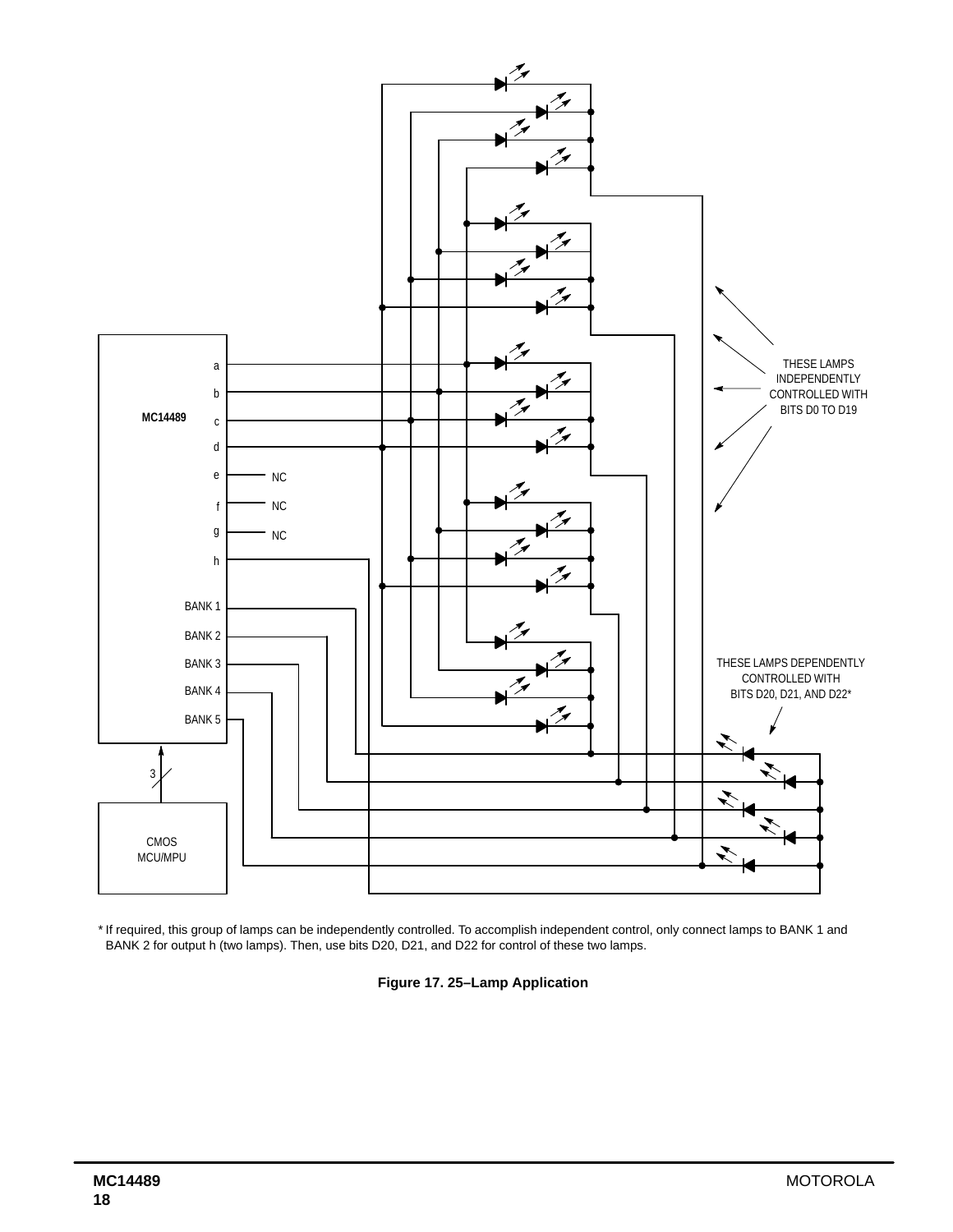MC14489

a

b

c

d

e NC

f NC

g NC

h

BANK 1

BANK 2

BANK 3

BANK 4

BANK 5

3

CMOS MCU/MPU

THESE LAMPS INDEPENDENTLY CONTROLLED WITH BITS D0 TO D19

THESE LAMPS DEPENDENTLY CONTROLLED WITH BITS D20, D21, AND D22*

\* If required, this group of lamps can be independently controlled. To accomplish independent control, only connect lamps to BANK 1 and BANK 2 for output h (two lamps). Then, use bits D20, D21, and D22 for control of these two lamps.

**Figure 17. 25–Lamp Application**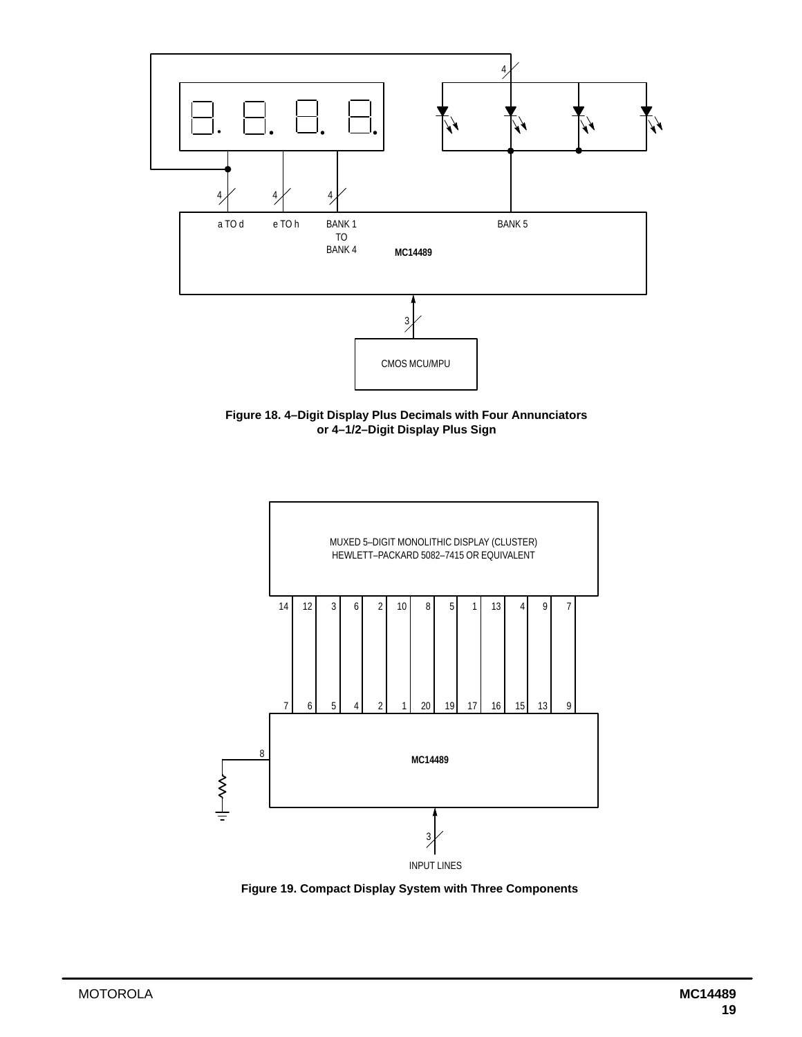Figure 18. 4–Digit Display Plus Decimals with Four Annunciators or 4–1/2–Digit Display Plus Sign

Figure 19. Compact Display System with Three Components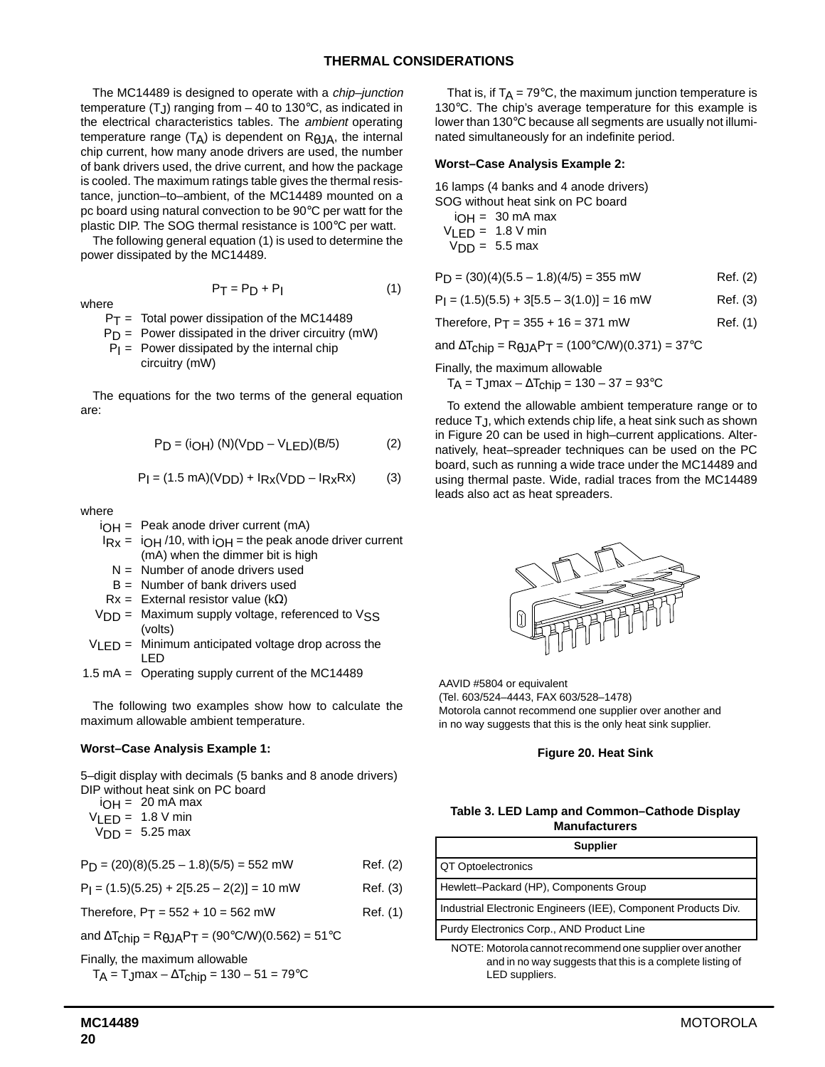## THERMAL CONSIDERATIONS

The MC14489 is designed to operate with a *chip–junction* temperature ($T_J$) ranging from – 40 to 130°C, as indicated in the electrical characteristics tables. The *ambient* operating temperature range ($T_A$) is dependent on $R_{\theta JA}$, the internal chip current, how many anode drivers are used, the number of bank drivers used, the drive current, and how the package is cooled. The maximum ratings table gives the thermal resistance, junction–to–ambient, of the MC14489 mounted on a pc board using natural convection to be 90°C per watt for the plastic DIP. The SOG thermal resistance is 100°C per watt.

The following general equation (1) is used to determine the power dissipated by the MC14489.

$$P_T = P_D + P_I \qquad (1)$$

where

- $P_T$ = Total power dissipation of the MC14489
- $P_D$ = Power dissipated in the driver circuitry (mW)
- $P_I$ = Power dissipated by the internal chip circuitry (mW)

The equations for the two terms of the general equation are:

$$P_D = (i_{OH})(N)(V_{DD} - V_{LED})(B/5) \qquad (2)$$

$$P_I = (1.5\text{ mA})(V_{DD}) + I_{Rx}(V_{DD} - I_{Rx}Rx) \qquad (3)$$

where

- $i_{OH}$ = Peak anode driver current (mA)
- $I_{Rx}$ = $i_{OH}/10$, with $i_{OH}$ = the peak anode driver current (mA) when the dimmer bit is high
- N = Number of anode drivers used
- B = Number of bank drivers used
- Rx = External resistor value (kΩ)
- $V_{DD}$ = Maximum supply voltage, referenced to $V_{SS}$ (volts)
- $V_{LED}$ = Minimum anticipated voltage drop across the LED
- 1.5 mA = Operating supply current of the MC14489

The following two examples show how to calculate the maximum allowable ambient temperature.

**Worst–Case Analysis Example 1:**

5–digit display with decimals (5 banks and 8 anode drivers)
DIP without heat sink on PC board

- $i_{OH}$ = 20 mA max
- $V_{LED}$ = 1.8 V min
- $V_{DD}$ = 5.25 max

$P_D = (20)(8)(5.25 - 1.8)(5/5) = 552$ mW — Ref. (2)

$P_I = (1.5)(5.25) + 2[5.25 - 2(2)] = 10$ mW — Ref. (3)

Therefore, $P_T = 552 + 10 = 562$ mW — Ref. (1)

and $\Delta T_{chip} = R_{\theta JA}P_T = (90°C/W)(0.562) = 51°C$

Finally, the maximum allowable
$T_A = T_J\text{max} - \Delta T_{chip} = 130 - 51 = 79°C$

That is, if $T_A = 79°C$, the maximum junction temperature is 130°C. The chip's average temperature for this example is lower than 130°C because all segments are usually not illuminated simultaneously for an indefinite period.

**Worst–Case Analysis Example 2:**

16 lamps (4 banks and 4 anode drivers)
SOG without heat sink on PC board

- $i_{OH}$ = 30 mA max
- $V_{LED}$ = 1.8 V min
- $V_{DD}$ = 5.5 max

$P_D = (30)(4)(5.5 - 1.8)(4/5) = 355$ mW — Ref. (2)

$P_I = (1.5)(5.5) + 3[5.5 - 3(1.0)] = 16$ mW — Ref. (3)

Therefore, $P_T = 355 + 16 = 371$ mW — Ref. (1)

and $\Delta T_{chip} = R_{\theta JA}P_T = (100°C/W)(0.371) = 37°C$

Finally, the maximum allowable
$T_A = T_J\text{max} - \Delta T_{chip} = 130 - 37 = 93°C$

To extend the allowable ambient temperature range or to reduce $T_J$, which extends chip life, a heat sink such as shown in Figure 20 can be used in high–current applications. Alternatively, heat–spreader techniques can be used on the PC board, such as running a wide trace under the MC14489 and using thermal paste. Wide, radial traces from the MC14489 leads also act as heat spreaders.

AAVID #5804 or equivalent
(Tel. 603/524–4443, FAX 603/528–1478)
Motorola cannot recommend one supplier over another and in no way suggests that this is the only heat sink supplier.

**Figure 20. Heat Sink**

**Table 3. LED Lamp and Common–Cathode Display Manufacturers**

| Supplier |
|---|
| QT Optoelectronics |
| Hewlett–Packard (HP), Components Group |
| Industrial Electronic Engineers (IEE), Component Products Div. |
| Purdy Electronics Corp., AND Product Line |

NOTE: Motorola cannot recommend one supplier over another and in no way suggests that this is a complete listing of LED suppliers.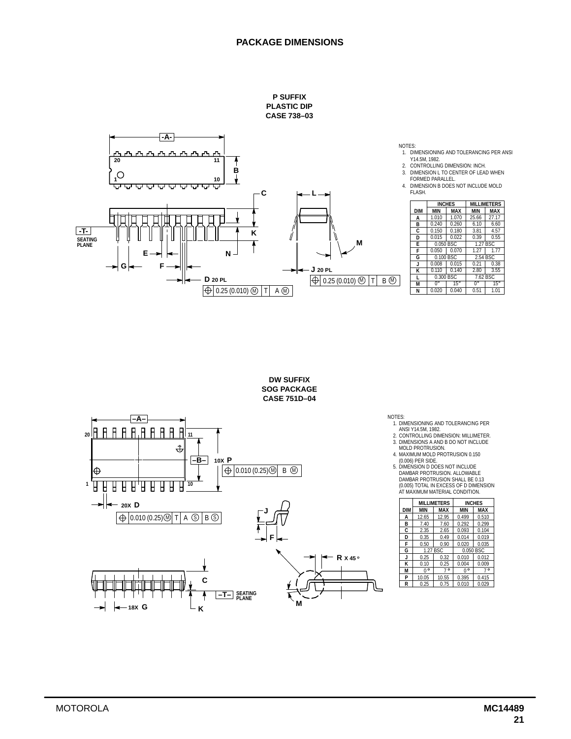## PACKAGE DIMENSIONS

### P SUFFIX
### PLASTIC DIP
### CASE 738–03

NOTES:
1. DIMENSIONING AND TOLERANCING PER ANSI Y14.5M, 1982.
2. CONTROLLING DIMENSION: INCH.
3. DIMENSION L TO CENTER OF LEAD WHEN FORMED PARALLEL.
4. DIMENSION B DOES NOT INCLUDE MOLD FLASH.

| DIM | INCHES | | MILLIMETERS | |
|---|---|---|---|---|
| | MIN | MAX | MIN | MAX |
| A | 1.010 | 1.070 | 25.66 | 27.17 |
| B | 0.240 | 0.260 | 6.10 | 6.60 |
| C | 0.150 | 0.180 | 3.81 | 4.57 |
| D | 0.015 | 0.022 | 0.39 | 0.55 |
| E | 0.050 BSC | | 1.27 BSC | |
| F | 0.050 | 0.070 | 1.27 | 1.77 |
| G | 0.100 BSC | | 2.54 BSC | |
| J | 0.008 | 0.015 | 0.21 | 0.38 |
| K | 0.110 | 0.140 | 2.80 | 3.55 |
| L | 0.300 BSC | | 7.62 BSC | |
| M | 0° | 15° | 0° | 15° |
| N | 0.020 | 0.040 | 0.51 | 1.01 |

### DW SUFFIX
### SOG PACKAGE
### CASE 751D–04

NOTES:
1. DIMENSIONING AND TOLERANCING PER ANSI Y14.5M, 1982.
2. CONTROLLING DIMENSION: MILLIMETER.
3. DIMENSIONS A AND B DO NOT INCLUDE MOLD PROTRUSION.
4. MAXIMUM MOLD PROTRUSION 0.150 (0.006) PER SIDE.
5. DIMENSION D DOES NOT INCLUDE DAMBAR PROTRUSION. ALLOWABLE DAMBAR PROTRUSION SHALL BE 0.13 (0.005) TOTAL IN EXCESS OF D DIMENSION AT MAXIMUM MATERIAL CONDITION.

| DIM | MILLIMETERS | | INCHES | |
|---|---|---|---|---|
| | MIN | MAX | MIN | MAX |
| A | 12.65 | 12.95 | 0.499 | 0.510 |
| B | 7.40 | 7.60 | 0.292 | 0.299 |
| C | 2.35 | 2.65 | 0.093 | 0.104 |
| D | 0.35 | 0.49 | 0.014 | 0.019 |
| F | 0.50 | 0.90 | 0.020 | 0.035 |
| G | 1.27 BSC | | 0.050 BSC | |
| J | 0.25 | 0.32 | 0.010 | 0.012 |
| K | 0.10 | 0.25 | 0.004 | 0.009 |
| M | 0° | 7° | 0° | 7° |
| P | 10.05 | 10.55 | 0.395 | 0.415 |
| R | 0.25 | 0.75 | 0.010 | 0.029 |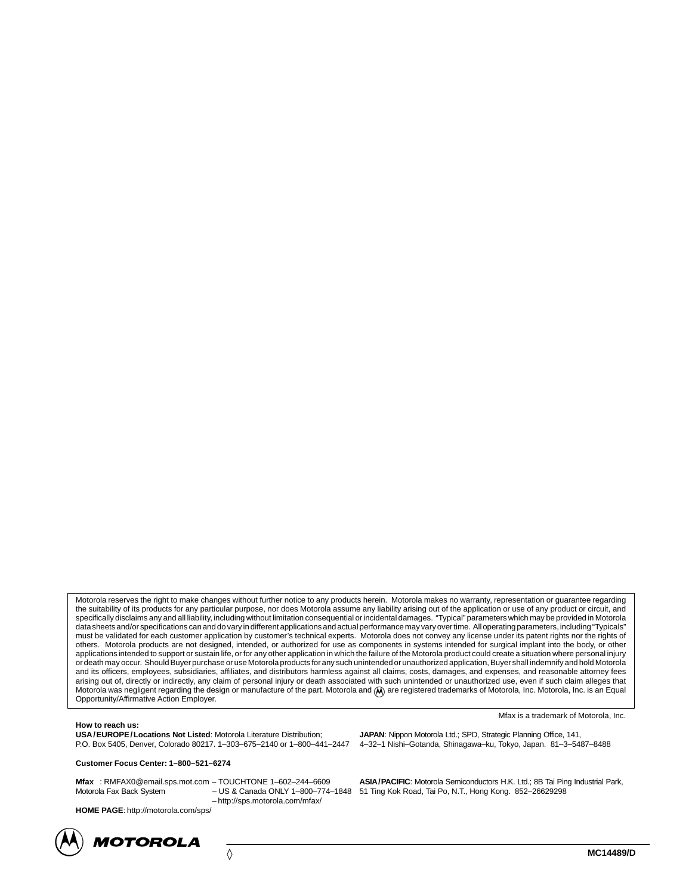Motorola reserves the right to make changes without further notice to any products herein. Motorola makes no warranty, representation or guarantee regarding the suitability of its products for any particular purpose, nor does Motorola assume any liability arising out of the application or use of any product or circuit, and specifically disclaims any and all liability, including without limitation consequential or incidental damages. "Typical" parameters which may be provided in Motorola data sheets and/or specifications can and do vary in different applications and actual performance may vary over time. All operating parameters, including "Typicals" must be validated for each customer application by customer's technical experts. Motorola does not convey any license under its patent rights nor the rights of others. Motorola products are not designed, intended, or authorized for use as components in systems intended for surgical implant into the body, or other applications intended to support or sustain life, or for any other application in which the failure of the Motorola product could create a situation where personal injury or death may occur. Should Buyer purchase or use Motorola products for any such unintended or unauthorized application, Buyer shall indemnify and hold Motorola and its officers, employees, subsidiaries, affiliates, and distributors harmless against all claims, costs, damages, and expenses, and reasonable attorney fees arising out of, directly or indirectly, any claim of personal injury or death associated with such unintended or unauthorized use, even if such claim alleges that Motorola was negligent regarding the design or manufacture of the part. Motorola and Ⓜ are registered trademarks of Motorola, Inc. Motorola, Inc. is an Equal Opportunity/Affirmative Action Employer.

Mfax is a trademark of Motorola, Inc.

**How to reach us:**

**USA / EUROPE / Locations Not Listed**: Motorola Literature Distribution; P.O. Box 5405, Denver, Colorado 80217. 1–303–675–2140 or 1–800–441–2447

**JAPAN**: Nippon Motorola Ltd.; SPD, Strategic Planning Office, 141, 4–32–1 Nishi–Gotanda, Shinagawa–ku, Tokyo, Japan. 81–3–5487–8488

**Customer Focus Center: 1–800–521–6274**

**Mfax**™: RMFAX0@email.sps.mot.com – TOUCHTONE 1–602–244–6609
Motorola Fax Back System – US & Canada ONLY 1–800–774–1848
– http://sps.motorola.com/mfax/

**ASIA / PACIFIC**: Motorola Semiconductors H.K. Ltd.; 8B Tai Ping Industrial Park, 51 Ting Kok Road, Tai Po, N.T., Hong Kong. 852–26629298

**HOME PAGE**: http://motorola.com/sps/

**MOTOROLA**

**MC14489/D**